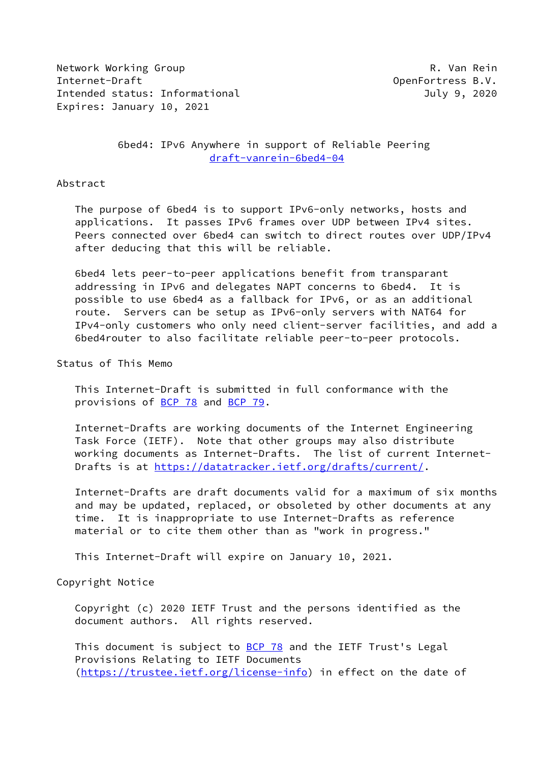Network Working Group R. Van Rein
Internet-Draft OpenFortress B.V.
Intended status: Informational July 9, 2020
Expires: January 10, 2021

# 6bed4: IPv6 Anywhere in support of Reliable Peering
draft-vanrein-6bed4-04

## Abstract

The purpose of 6bed4 is to support IPv6-only networks, hosts and applications. It passes IPv6 frames over UDP between IPv4 sites. Peers connected over 6bed4 can switch to direct routes over UDP/IPv4 after deducing that this will be reliable.

6bed4 lets peer-to-peer applications benefit from transparant addressing in IPv6 and delegates NAPT concerns to 6bed4. It is possible to use 6bed4 as a fallback for IPv6, or as an additional route. Servers can be setup as IPv6-only servers with NAT64 for IPv4-only customers who only need client-server facilities, and add a 6bed4router to also facilitate reliable peer-to-peer protocols.

## Status of This Memo

This Internet-Draft is submitted in full conformance with the provisions of BCP 78 and BCP 79.

Internet-Drafts are working documents of the Internet Engineering Task Force (IETF). Note that other groups may also distribute working documents as Internet-Drafts. The list of current Internet-Drafts is at https://datatracker.ietf.org/drafts/current/.

Internet-Drafts are draft documents valid for a maximum of six months and may be updated, replaced, or obsoleted by other documents at any time. It is inappropriate to use Internet-Drafts as reference material or to cite them other than as "work in progress."

This Internet-Draft will expire on January 10, 2021.

## Copyright Notice

Copyright (c) 2020 IETF Trust and the persons identified as the document authors. All rights reserved.

This document is subject to BCP 78 and the IETF Trust's Legal Provisions Relating to IETF Documents (https://trustee.ietf.org/license-info) in effect on the date of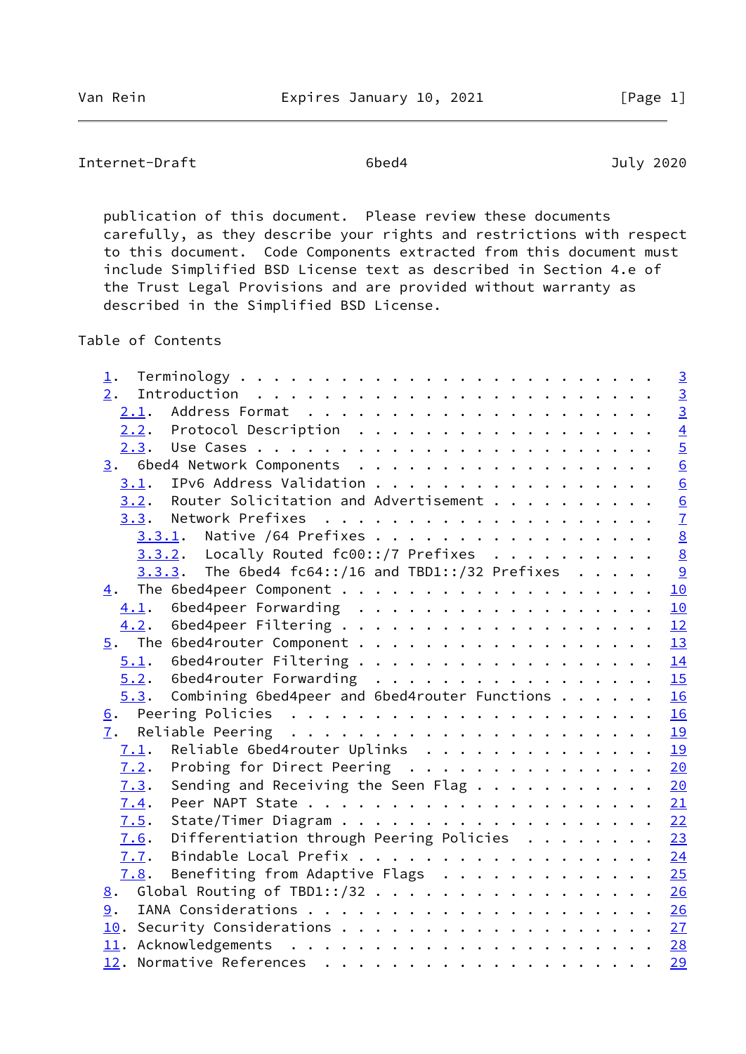publication of this document. Please review these documents carefully, as they describe your rights and restrictions with respect to this document. Code Components extracted from this document must include Simplified BSD License text as described in Section 4.e of the Trust Legal Provisions and are provided without warranty as described in the Simplified BSD License.

Table of Contents

```
   1.  Terminology . . . . . . . . . . . . . . . . . . . . . . . .   3
   2.  Introduction  . . . . . . . . . . . . . . . . . . . . . . .   3
     2.1.  Address Format  . . . . . . . . . . . . . . . . . . . .   3
     2.2.  Protocol Description  . . . . . . . . . . . . . . . . .   4
     2.3.  Use Cases . . . . . . . . . . . . . . . . . . . . . . .   5
   3.  6bed4 Network Components  . . . . . . . . . . . . . . . . .   6
     3.1.  IPv6 Address Validation . . . . . . . . . . . . . . . .   6
     3.2.  Router Solicitation and Advertisement . . . . . . . . .   6
     3.3.  Network Prefixes  . . . . . . . . . . . . . . . . . . .   7
       3.3.1.  Native /64 Prefixes . . . . . . . . . . . . . . . .   8
       3.3.2.  Locally Routed fc00::/7 Prefixes  . . . . . . . . .   8
       3.3.3.  The 6bed4 fc64::/16 and TBD1::/32 Prefixes  . . . .   9
   4.  The 6bed4peer Component . . . . . . . . . . . . . . . . . .  10
     4.1.  6bed4peer Forwarding  . . . . . . . . . . . . . . . . .  10
     4.2.  6bed4peer Filtering . . . . . . . . . . . . . . . . . .  12
   5.  The 6bed4router Component . . . . . . . . . . . . . . . . .  13
     5.1.  6bed4router Filtering . . . . . . . . . . . . . . . . .  14
     5.2.  6bed4router Forwarding  . . . . . . . . . . . . . . . .  15
     5.3.  Combining 6bed4peer and 6bed4router Functions . . . . .  16
   6.  Peering Policies  . . . . . . . . . . . . . . . . . . . . .  16
   7.  Reliable Peering  . . . . . . . . . . . . . . . . . . . . .  19
     7.1.  Reliable 6bed4router Uplinks  . . . . . . . . . . . . .  19
     7.2.  Probing for Direct Peering  . . . . . . . . . . . . . .  20
     7.3.  Sending and Receiving the Seen Flag . . . . . . . . . .  20
     7.4.  Peer NAPT State . . . . . . . . . . . . . . . . . . . .  21
     7.5.  State/Timer Diagram . . . . . . . . . . . . . . . . . .  22
     7.6.  Differentiation through Peering Policies  . . . . . . .  23
     7.7.  Bindable Local Prefix . . . . . . . . . . . . . . . . .  24
     7.8.  Benefiting from Adaptive Flags  . . . . . . . . . . . .  25
   8.  Global Routing of TBD1::/32 . . . . . . . . . . . . . . . .  26
   9.  IANA Considerations . . . . . . . . . . . . . . . . . . . .  26
   10. Security Considerations . . . . . . . . . . . . . . . . . .  27
   11. Acknowledgements  . . . . . . . . . . . . . . . . . . . . .  28
   12. Normative References  . . . . . . . . . . . . . . . . . . .  29
```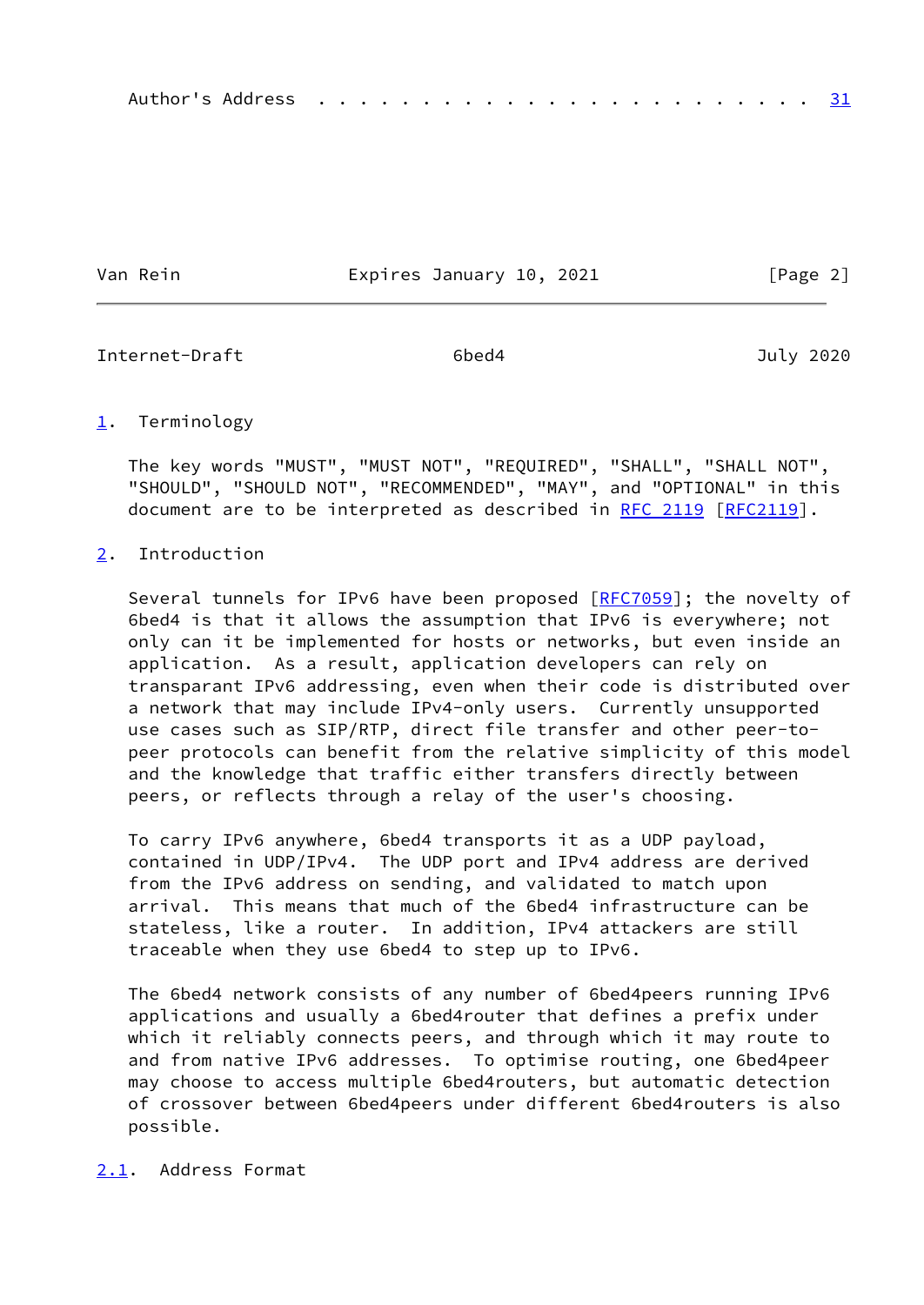Author's Address . . . . . . . . . . . . . . . . . . . . . . . 31

## 1. Terminology

The key words "MUST", "MUST NOT", "REQUIRED", "SHALL", "SHALL NOT", "SHOULD", "SHOULD NOT", "RECOMMENDED", "MAY", and "OPTIONAL" in this document are to be interpreted as described in RFC 2119 [RFC2119].

## 2. Introduction

Several tunnels for IPv6 have been proposed [RFC7059]; the novelty of 6bed4 is that it allows the assumption that IPv6 is everywhere; not only can it be implemented for hosts or networks, but even inside an application. As a result, application developers can rely on transparent IPv6 addressing, even when their code is distributed over a network that may include IPv4-only users. Currently unsupported use cases such as SIP/RTP, direct file transfer and other peer-to-peer protocols can benefit from the relative simplicity of this model and the knowledge that traffic either transfers directly between peers, or reflects through a relay of the user's choosing.

To carry IPv6 anywhere, 6bed4 transports it as a UDP payload, contained in UDP/IPv4. The UDP port and IPv4 address are derived from the IPv6 address on sending, and validated to match upon arrival. This means that much of the 6bed4 infrastructure can be stateless, like a router. In addition, IPv4 attackers are still traceable when they use 6bed4 to step up to IPv6.

The 6bed4 network consists of any number of 6bed4peers running IPv6 applications and usually a 6bed4router that defines a prefix under which it reliably connects peers, and through which it may route to and from native IPv6 addresses. To optimise routing, one 6bed4peer may choose to access multiple 6bed4routers, but automatic detection of crossover between 6bed4peers under different 6bed4routers is also possible.

### 2.1. Address Format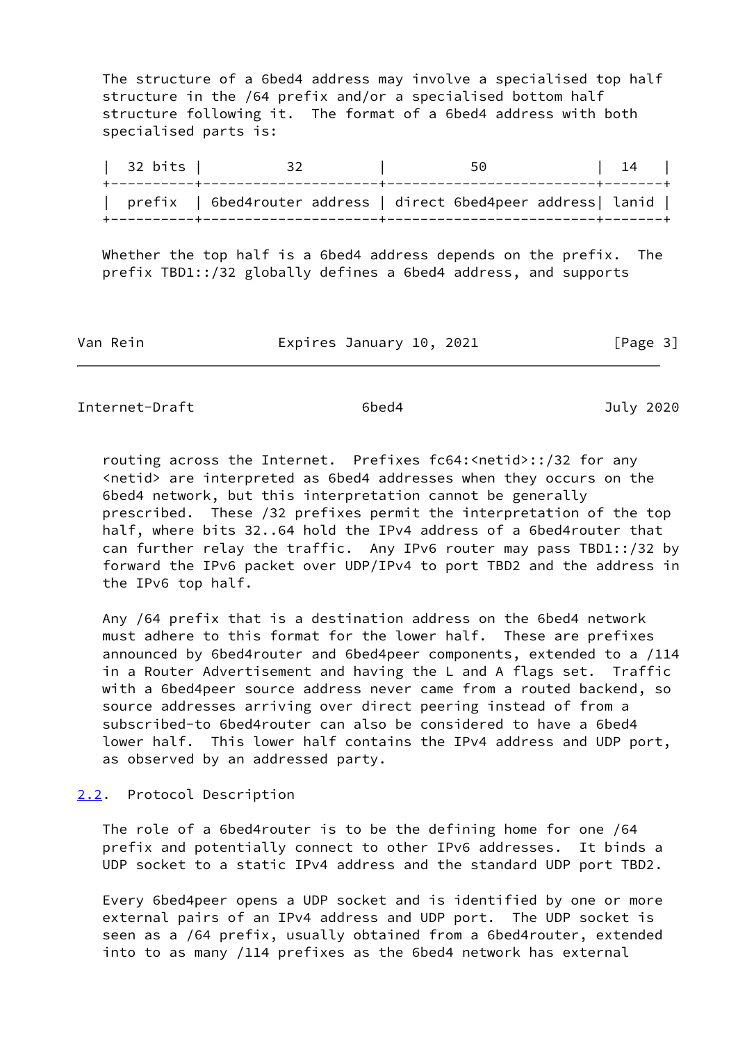The structure of a 6bed4 address may involve a specialised top half structure in the /64 prefix and/or a specialised bottom half structure following it. The format of a 6bed4 address with both specialised parts is:

```
| 32 bits |         32          |           50            |  14   |
+---------+---------------------+-------------------------+-------+
| prefix  | 6bed4router address | direct 6bed4peer address| lanid |
+---------+---------------------+-------------------------+-------+
```

Whether the top half is a 6bed4 address depends on the prefix. The prefix TBD1::/32 globally defines a 6bed4 address, and supports routing across the Internet. Prefixes fc64:<netid>::/32 for any <netid> are interpreted as 6bed4 addresses when they occurs on the 6bed4 network, but this interpretation cannot be generally prescribed. These /32 prefixes permit the interpretation of the top half, where bits 32..64 hold the IPv4 address of a 6bed4router that can further relay the traffic. Any IPv6 router may pass TBD1::/32 by forward the IPv6 packet over UDP/IPv4 to port TBD2 and the address in the IPv6 top half.

Any /64 prefix that is a destination address on the 6bed4 network must adhere to this format for the lower half. These are prefixes announced by 6bed4router and 6bed4peer components, extended to a /114 in a Router Advertisement and having the L and A flags set. Traffic with a 6bed4peer source address never came from a routed backend, so source addresses arriving over direct peering instead of from a subscribed-to 6bed4router can also be considered to have a 6bed4 lower half. This lower half contains the IPv4 address and UDP port, as observed by an addressed party.

## 2.2. Protocol Description

The role of a 6bed4router is to be the defining home for one /64 prefix and potentially connect to other IPv6 addresses. It binds a UDP socket to a static IPv4 address and the standard UDP port TBD2.

Every 6bed4peer opens a UDP socket and is identified by one or more external pairs of an IPv4 address and UDP port. The UDP socket is seen as a /64 prefix, usually obtained from a 6bed4router, extended into to as many /114 prefixes as the 6bed4 network has external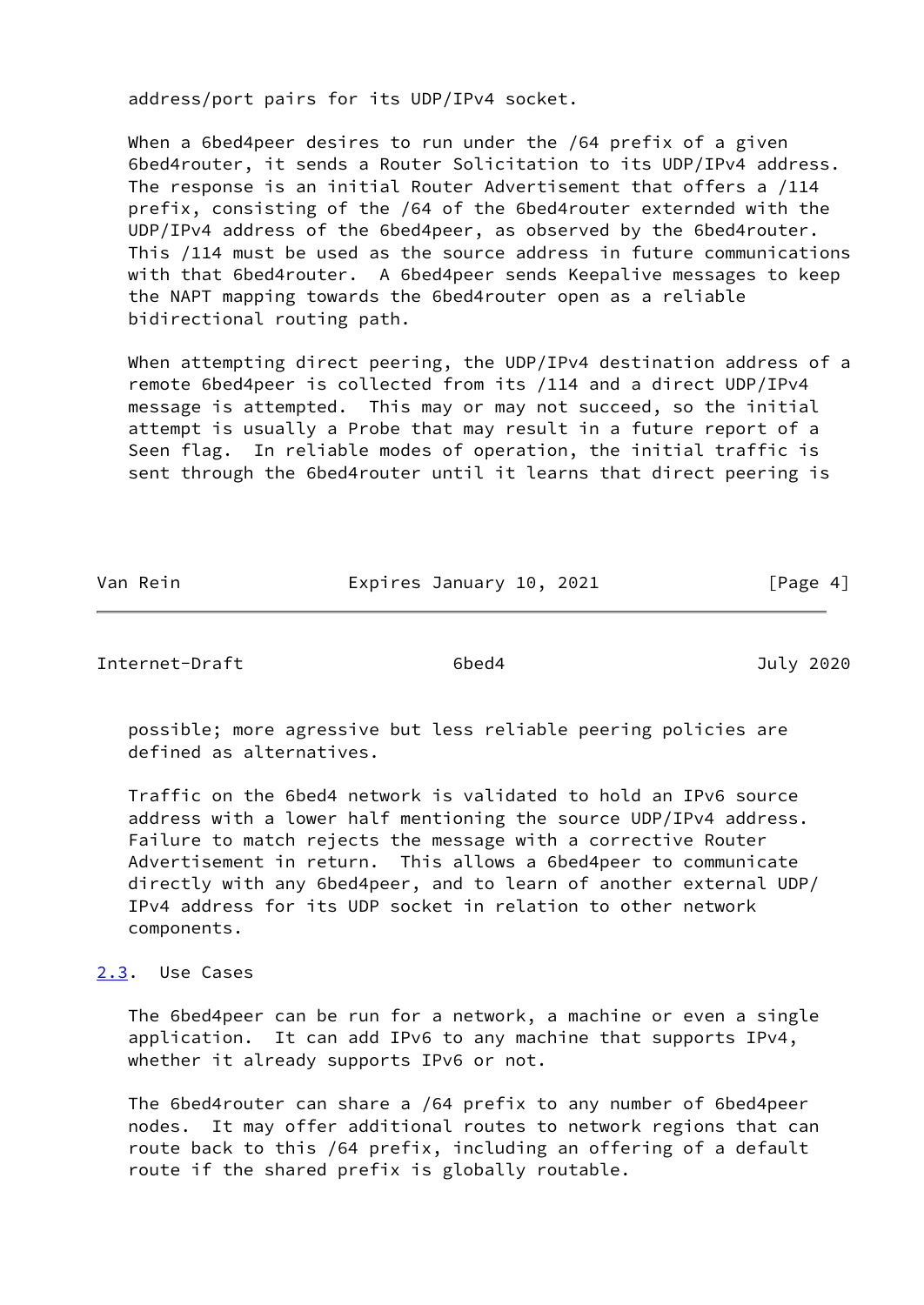address/port pairs for its UDP/IPv4 socket.

When a 6bed4peer desires to run under the /64 prefix of a given 6bed4router, it sends a Router Solicitation to its UDP/IPv4 address. The response is an initial Router Advertisement that offers a /114 prefix, consisting of the /64 of the 6bed4router externded with the UDP/IPv4 address of the 6bed4peer, as observed by the 6bed4router. This /114 must be used as the source address in future communications with that 6bed4router. A 6bed4peer sends Keepalive messages to keep the NAPT mapping towards the 6bed4router open as a reliable bidirectional routing path.

When attempting direct peering, the UDP/IPv4 destination address of a remote 6bed4peer is collected from its /114 and a direct UDP/IPv4 message is attempted. This may or may not succeed, so the initial attempt is usually a Probe that may result in a future report of a Seen flag. In reliable modes of operation, the initial traffic is sent through the 6bed4router until it learns that direct peering is possible; more agressive but less reliable peering policies are defined as alternatives.

Traffic on the 6bed4 network is validated to hold an IPv6 source address with a lower half mentioning the source UDP/IPv4 address. Failure to match rejects the message with a corrective Router Advertisement in return. This allows a 6bed4peer to communicate directly with any 6bed4peer, and to learn of another external UDP/IPv4 address for its UDP socket in relation to other network components.

### 2.3. Use Cases

The 6bed4peer can be run for a network, a machine or even a single application. It can add IPv6 to any machine that supports IPv4, whether it already supports IPv6 or not.

The 6bed4router can share a /64 prefix to any number of 6bed4peer nodes. It may offer additional routes to network regions that can route back to this /64 prefix, including an offering of a default route if the shared prefix is globally routable.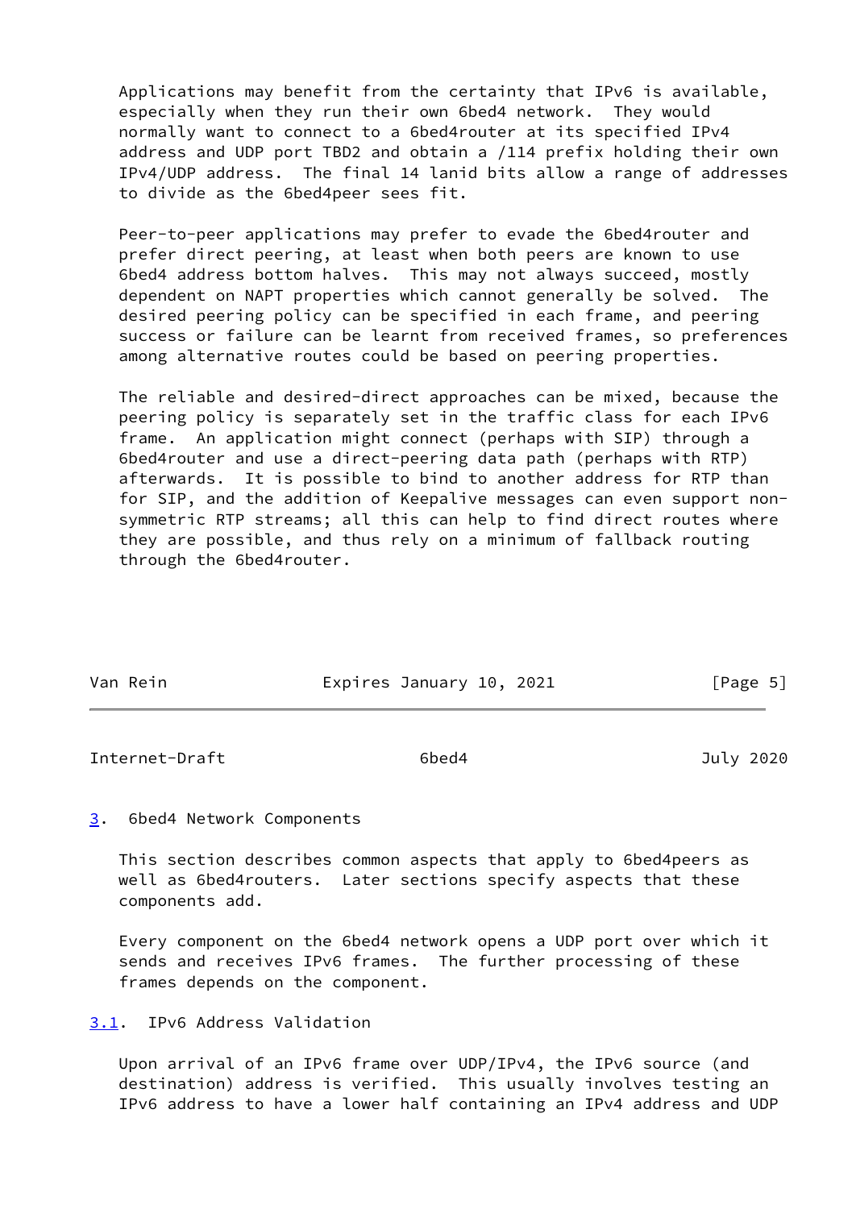Applications may benefit from the certainty that IPv6 is available, especially when they run their own 6bed4 network. They would normally want to connect to a 6bed4router at its specified IPv4 address and UDP port TBD2 and obtain a /114 prefix holding their own IPv4/UDP address. The final 14 lanid bits allow a range of addresses to divide as the 6bed4peer sees fit.

Peer-to-peer applications may prefer to evade the 6bed4router and prefer direct peering, at least when both peers are known to use 6bed4 address bottom halves. This may not always succeed, mostly dependent on NAPT properties which cannot generally be solved. The desired peering policy can be specified in each frame, and peering success or failure can be learnt from received frames, so preferences among alternative routes could be based on peering properties.

The reliable and desired-direct approaches can be mixed, because the peering policy is separately set in the traffic class for each IPv6 frame. An application might connect (perhaps with SIP) through a 6bed4router and use a direct-peering data path (perhaps with RTP) afterwards. It is possible to bind to another address for RTP than for SIP, and the addition of Keepalive messages can even support non-symmetric RTP streams; all this can help to find direct routes where they are possible, and thus rely on a minimum of fallback routing through the 6bed4router.

## 3. 6bed4 Network Components

This section describes common aspects that apply to 6bed4peers as well as 6bed4routers. Later sections specify aspects that these components add.

Every component on the 6bed4 network opens a UDP port over which it sends and receives IPv6 frames. The further processing of these frames depends on the component.

### 3.1. IPv6 Address Validation

Upon arrival of an IPv6 frame over UDP/IPv4, the IPv6 source (and destination) address is verified. This usually involves testing an IPv6 address to have a lower half containing an IPv4 address and UDP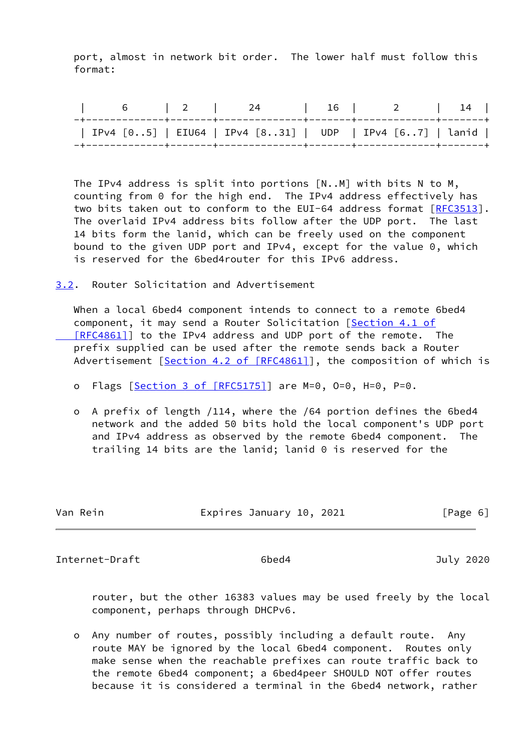port, almost in network bit order. The lower half must follow this format:

```
 |      6      |   2   |      24      |   16  |      2     |   14  |
-+-------------+-------+--------------+-------+------------+-------+
 | IPv4 [0..5] | EIU64 | IPv4 [8..31] |  UDP  | IPv4 [6..7] | lanid |
-+-------------+-------+--------------+-------+------------+-------+
```

The IPv4 address is split into portions [N..M] with bits N to M, counting from 0 for the high end. The IPv4 address effectively has two bits taken out to conform to the EUI-64 address format [RFC3513]. The overlaid IPv4 address bits follow after the UDP port. The last 14 bits form the lanid, which can be freely used on the component bound to the given UDP port and IPv4, except for the value 0, which is reserved for the 6bed4router for this IPv6 address.

### 3.2. Router Solicitation and Advertisement

When a local 6bed4 component intends to connect to a remote 6bed4 component, it may send a Router Solicitation [Section 4.1 of [RFC4861]] to the IPv4 address and UDP port of the remote. The prefix supplied can be used after the remote sends back a Router Advertisement [Section 4.2 of [RFC4861]], the composition of which is

- Flags [Section 3 of [RFC5175]] are M=0, O=0, H=0, P=0.

- A prefix of length /114, where the /64 portion defines the 6bed4 network and the added 50 bits hold the local component's UDP port and IPv4 address as observed by the remote 6bed4 component. The trailing 14 bits are the lanid; lanid 0 is reserved for the router, but the other 16383 values may be used freely by the local component, perhaps through DHCPv6.

- Any number of routes, possibly including a default route. Any route MAY be ignored by the local 6bed4 component. Routes only make sense when the reachable prefixes can route traffic back to the remote 6bed4 component; a 6bed4peer SHOULD NOT offer routes because it is considered a terminal in the 6bed4 network, rather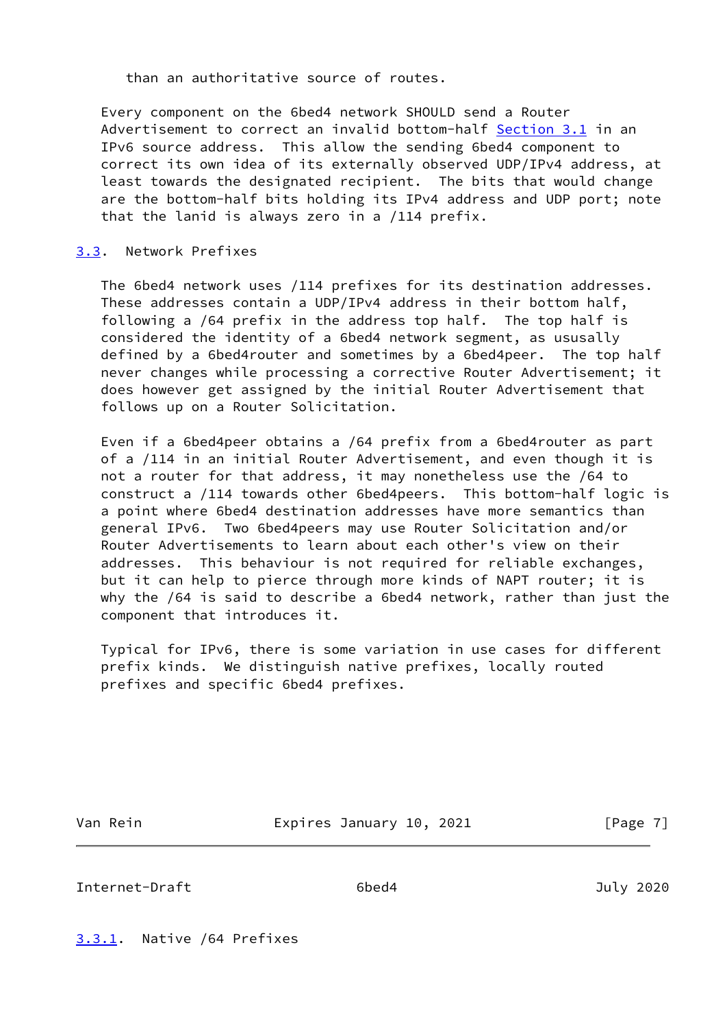than an authoritative source of routes.

Every component on the 6bed4 network SHOULD send a Router Advertisement to correct an invalid bottom-half Section 3.1 in an IPv6 source address. This allow the sending 6bed4 component to correct its own idea of its externally observed UDP/IPv4 address, at least towards the designated recipient. The bits that would change are the bottom-half bits holding its IPv4 address and UDP port; note that the lanid is always zero in a /114 prefix.

### 3.3. Network Prefixes

The 6bed4 network uses /114 prefixes for its destination addresses. These addresses contain a UDP/IPv4 address in their bottom half, following a /64 prefix in the address top half. The top half is considered the identity of a 6bed4 network segment, as ususally defined by a 6bed4router and sometimes by a 6bed4peer. The top half never changes while processing a corrective Router Advertisement; it does however get assigned by the initial Router Advertisement that follows up on a Router Solicitation.

Even if a 6bed4peer obtains a /64 prefix from a 6bed4router as part of a /114 in an initial Router Advertisement, and even though it is not a router for that address, it may nonetheless use the /64 to construct a /114 towards other 6bed4peers. This bottom-half logic is a point where 6bed4 destination addresses have more semantics than general IPv6. Two 6bed4peers may use Router Solicitation and/or Router Advertisements to learn about each other's view on their addresses. This behaviour is not required for reliable exchanges, but it can help to pierce through more kinds of NAPT router; it is why the /64 is said to describe a 6bed4 network, rather than just the component that introduces it.

Typical for IPv6, there is some variation in use cases for different prefix kinds. We distinguish native prefixes, locally routed prefixes and specific 6bed4 prefixes.

#### 3.3.1. Native /64 Prefixes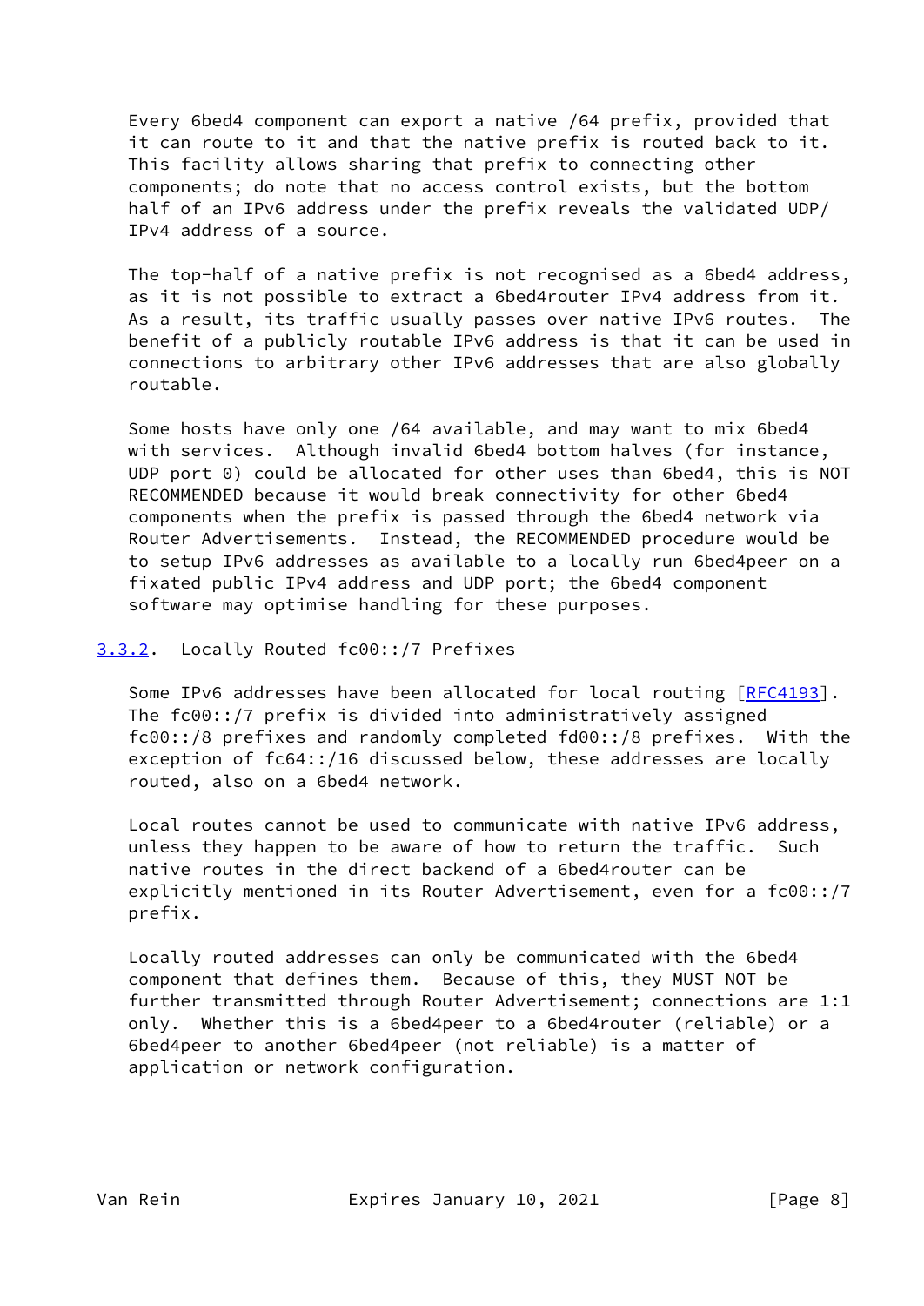Every 6bed4 component can export a native /64 prefix, provided that it can route to it and that the native prefix is routed back to it. This facility allows sharing that prefix to connecting other components; do note that no access control exists, but the bottom half of an IPv6 address under the prefix reveals the validated UDP/IPv4 address of a source.

The top-half of a native prefix is not recognised as a 6bed4 address, as it is not possible to extract a 6bed4router IPv4 address from it. As a result, its traffic usually passes over native IPv6 routes. The benefit of a publicly routable IPv6 address is that it can be used in connections to arbitrary other IPv6 addresses that are also globally routable.

Some hosts have only one /64 available, and may want to mix 6bed4 with services. Although invalid 6bed4 bottom halves (for instance, UDP port 0) could be allocated for other uses than 6bed4, this is NOT RECOMMENDED because it would break connectivity for other 6bed4 components when the prefix is passed through the 6bed4 network via Router Advertisements. Instead, the RECOMMENDED procedure would be to setup IPv6 addresses as available to a locally run 6bed4peer on a fixated public IPv4 address and UDP port; the 6bed4 component software may optimise handling for these purposes.

### 3.3.2. Locally Routed fc00::/7 Prefixes

Some IPv6 addresses have been allocated for local routing [RFC4193]. The fc00::/7 prefix is divided into administratively assigned fc00::/8 prefixes and randomly completed fd00::/8 prefixes. With the exception of fc64::/16 discussed below, these addresses are locally routed, also on a 6bed4 network.

Local routes cannot be used to communicate with native IPv6 address, unless they happen to be aware of how to return the traffic. Such native routes in the direct backend of a 6bed4router can be explicitly mentioned in its Router Advertisement, even for a fc00::/7 prefix.

Locally routed addresses can only be communicated with the 6bed4 component that defines them. Because of this, they MUST NOT be further transmitted through Router Advertisement; connections are 1:1 only. Whether this is a 6bed4peer to a 6bed4router (reliable) or a 6bed4peer to another 6bed4peer (not reliable) is a matter of application or network configuration.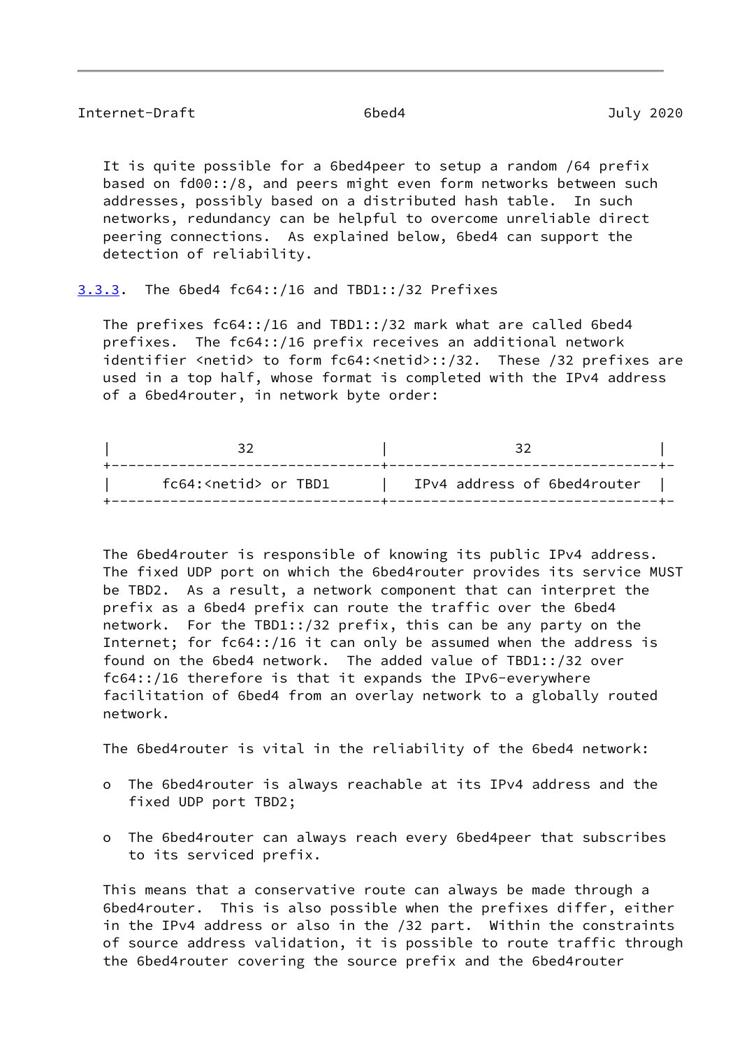It is quite possible for a 6bed4peer to setup a random /64 prefix based on fd00::/8, and peers might even form networks between such addresses, possibly based on a distributed hash table. In such networks, redundancy can be helpful to overcome unreliable direct peering connections. As explained below, 6bed4 can support the detection of reliability.

### 3.3.3. The 6bed4 fc64::/16 and TBD1::/32 Prefixes

The prefixes fc64::/16 and TBD1::/32 mark what are called 6bed4 prefixes. The fc64::/16 prefix receives an additional network identifier <netid> to form fc64:<netid>::/32. These /32 prefixes are used in a top half, whose format is completed with the IPv4 address of a 6bed4router, in network byte order:

```
|              32               |               32              |
+-------------------------------+-------------------------------+-
|      fc64:<netid> or TBD1     |   IPv4 address of 6bed4router |
+-------------------------------+-------------------------------+-
```

The 6bed4router is responsible of knowing its public IPv4 address. The fixed UDP port on which the 6bed4router provides its service MUST be TBD2. As a result, a network component that can interpret the prefix as a 6bed4 prefix can route the traffic over the 6bed4 network. For the TBD1::/32 prefix, this can be any party on the Internet; for fc64::/16 it can only be assumed when the address is found on the 6bed4 network. The added value of TBD1::/32 over fc64::/16 therefore is that it expands the IPv6-everywhere facilitation of 6bed4 from an overlay network to a globally routed network.

The 6bed4router is vital in the reliability of the 6bed4 network:

- The 6bed4router is always reachable at its IPv4 address and the fixed UDP port TBD2;
- The 6bed4router can always reach every 6bed4peer that subscribes to its serviced prefix.

This means that a conservative route can always be made through a 6bed4router. This is also possible when the prefixes differ, either in the IPv4 address or also in the /32 part. Within the constraints of source address validation, it is possible to route traffic through the 6bed4router covering the source prefix and the 6bed4router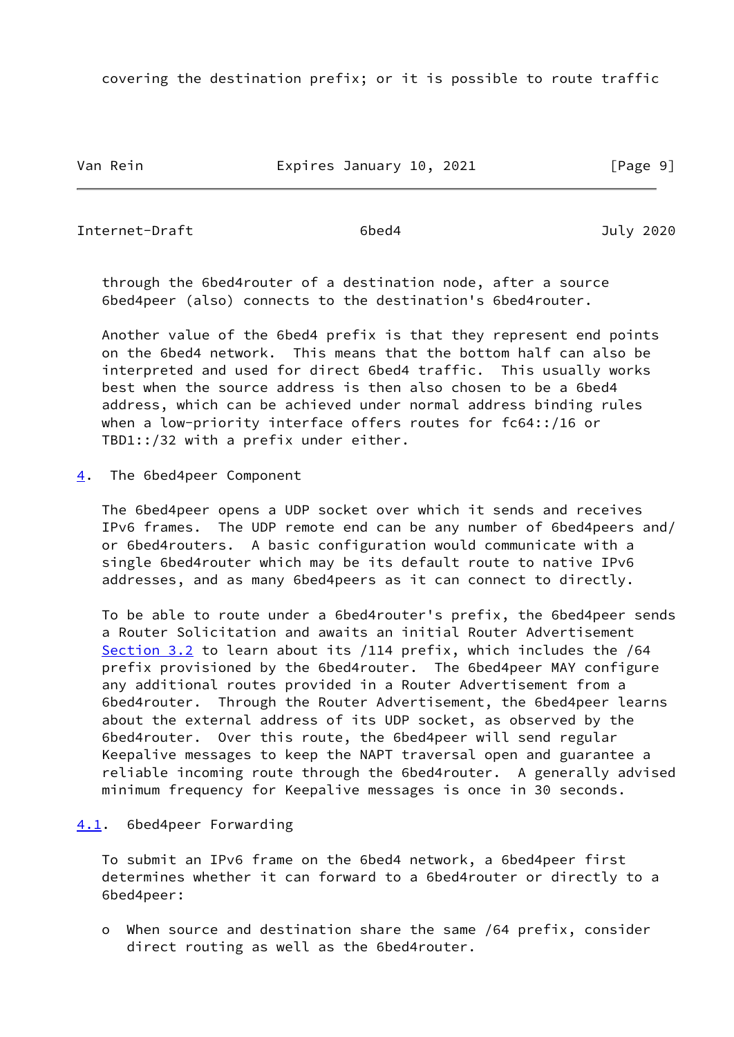covering the destination prefix; or it is possible to route traffic

through the 6bed4router of a destination node, after a source 6bed4peer (also) connects to the destination's 6bed4router.

Another value of the 6bed4 prefix is that they represent end points on the 6bed4 network. This means that the bottom half can also be interpreted and used for direct 6bed4 traffic. This usually works best when the source address is then also chosen to be a 6bed4 address, which can be achieved under normal address binding rules when a low-priority interface offers routes for fc64::/16 or TBD1::/32 with a prefix under either.

## 4. The 6bed4peer Component

The 6bed4peer opens a UDP socket over which it sends and receives IPv6 frames. The UDP remote end can be any number of 6bed4peers and/or 6bed4routers. A basic configuration would communicate with a single 6bed4router which may be its default route to native IPv6 addresses, and as many 6bed4peers as it can connect to directly.

To be able to route under a 6bed4router's prefix, the 6bed4peer sends a Router Solicitation and awaits an initial Router Advertisement Section 3.2 to learn about its /114 prefix, which includes the /64 prefix provisioned by the 6bed4router. The 6bed4peer MAY configure any additional routes provided in a Router Advertisement from a 6bed4router. Through the Router Advertisement, the 6bed4peer learns about the external address of its UDP socket, as observed by the 6bed4router. Over this route, the 6bed4peer will send regular Keepalive messages to keep the NAPT traversal open and guarantee a reliable incoming route through the 6bed4router. A generally advised minimum frequency for Keepalive messages is once in 30 seconds.

### 4.1. 6bed4peer Forwarding

To submit an IPv6 frame on the 6bed4 network, a 6bed4peer first determines whether it can forward to a 6bed4router or directly to a 6bed4peer:

- When source and destination share the same /64 prefix, consider direct routing as well as the 6bed4router.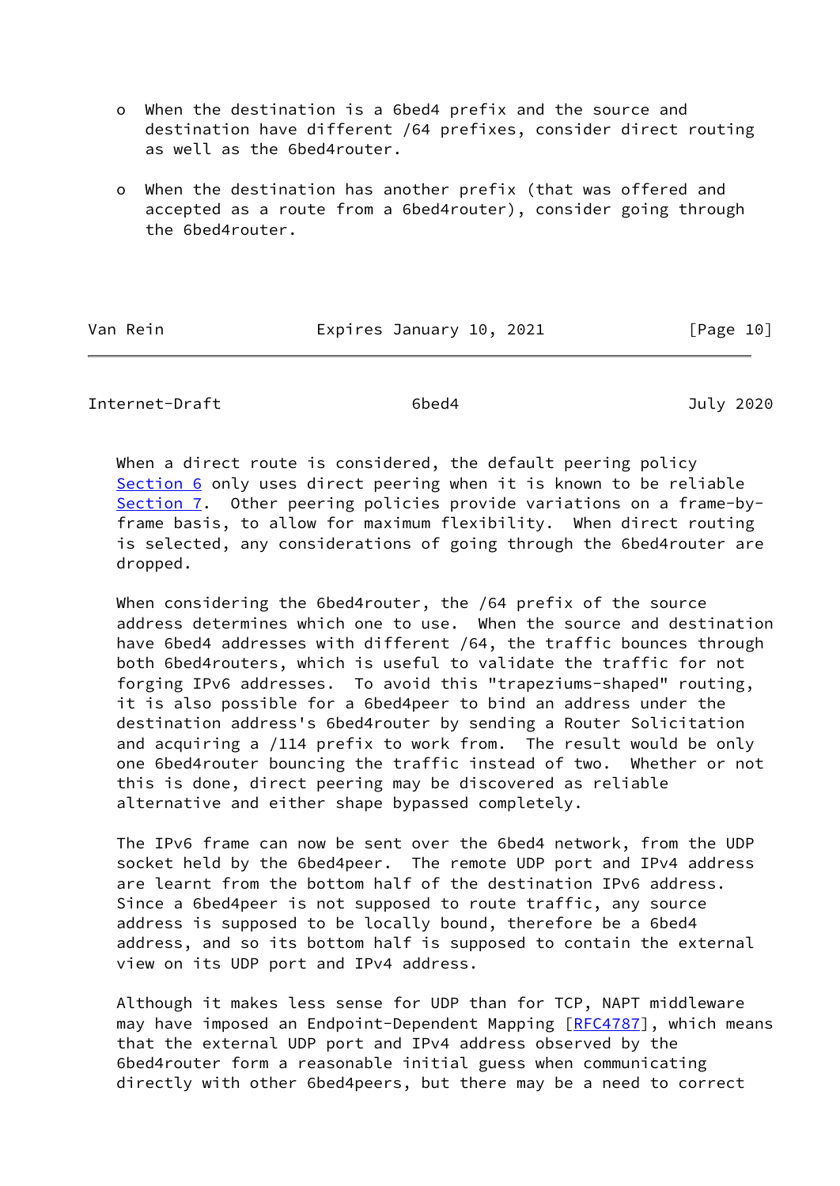- When the destination is a 6bed4 prefix and the source and destination have different /64 prefixes, consider direct routing as well as the 6bed4router.

- When the destination has another prefix (that was offered and accepted as a route from a 6bed4router), consider going through the 6bed4router.

When a direct route is considered, the default peering policy Section 6 only uses direct peering when it is known to be reliable Section 7. Other peering policies provide variations on a frame-by-frame basis, to allow for maximum flexibility. When direct routing is selected, any considerations of going through the 6bed4router are dropped.

When considering the 6bed4router, the /64 prefix of the source address determines which one to use. When the source and destination have 6bed4 addresses with different /64, the traffic bounces through both 6bed4routers, which is useful to validate the traffic for not forging IPv6 addresses. To avoid this "trapeziums-shaped" routing, it is also possible for a 6bed4peer to bind an address under the destination address's 6bed4router by sending a Router Solicitation and acquiring a /114 prefix to work from. The result would be only one 6bed4router bouncing the traffic instead of two. Whether or not this is done, direct peering may be discovered as reliable alternative and either shape bypassed completely.

The IPv6 frame can now be sent over the 6bed4 network, from the UDP socket held by the 6bed4peer. The remote UDP port and IPv4 address are learnt from the bottom half of the destination IPv6 address. Since a 6bed4peer is not supposed to route traffic, any source address is supposed to be locally bound, therefore be a 6bed4 address, and so its bottom half is supposed to contain the external view on its UDP port and IPv4 address.

Although it makes less sense for UDP than for TCP, NAPT middleware may have imposed an Endpoint-Dependent Mapping [RFC4787], which means that the external UDP port and IPv4 address observed by the 6bed4router form a reasonable initial guess when communicating directly with other 6bed4peers, but there may be a need to correct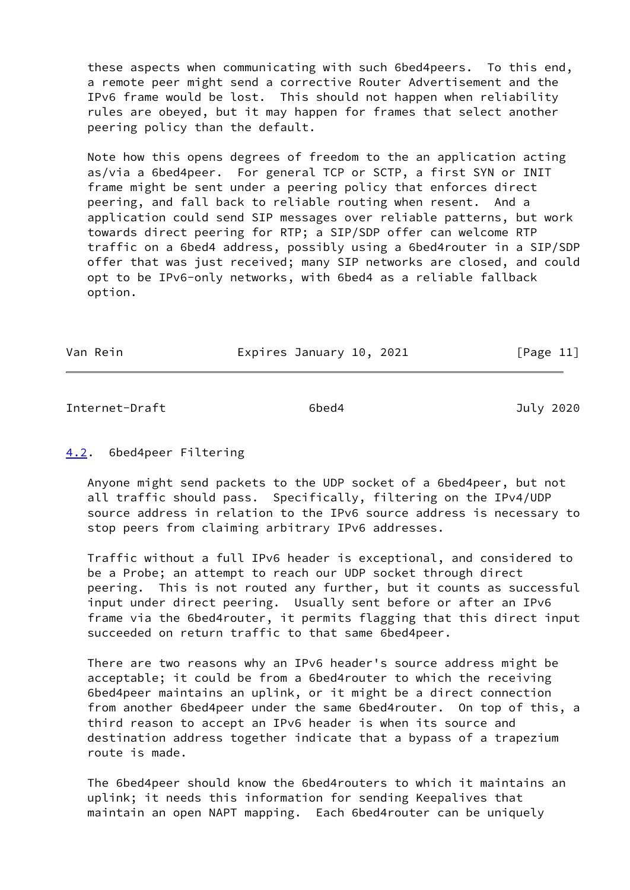these aspects when communicating with such 6bed4peers. To this end, a remote peer might send a corrective Router Advertisement and the IPv6 frame would be lost. This should not happen when reliability rules are obeyed, but it may happen for frames that select another peering policy than the default.

Note how this opens degrees of freedom to the an application acting as/via a 6bed4peer. For general TCP or SCTP, a first SYN or INIT frame might be sent under a peering policy that enforces direct peering, and fall back to reliable routing when resent. And a application could send SIP messages over reliable patterns, but work towards direct peering for RTP; a SIP/SDP offer can welcome RTP traffic on a 6bed4 address, possibly using a 6bed4router in a SIP/SDP offer that was just received; many SIP networks are closed, and could opt to be IPv6-only networks, with 6bed4 as a reliable fallback option.

### 4.2. 6bed4peer Filtering

Anyone might send packets to the UDP socket of a 6bed4peer, but not all traffic should pass. Specifically, filtering on the IPv4/UDP source address in relation to the IPv6 source address is necessary to stop peers from claiming arbitrary IPv6 addresses.

Traffic without a full IPv6 header is exceptional, and considered to be a Probe; an attempt to reach our UDP socket through direct peering. This is not routed any further, but it counts as successful input under direct peering. Usually sent before or after an IPv6 frame via the 6bed4router, it permits flagging that this direct input succeeded on return traffic to that same 6bed4peer.

There are two reasons why an IPv6 header's source address might be acceptable; it could be from a 6bed4router to which the receiving 6bed4peer maintains an uplink, or it might be a direct connection from another 6bed4peer under the same 6bed4router. On top of this, a third reason to accept an IPv6 header is when its source and destination address together indicate that a bypass of a trapezium route is made.

The 6bed4peer should know the 6bed4routers to which it maintains an uplink; it needs this information for sending Keepalives that maintain an open NAPT mapping. Each 6bed4router can be uniquely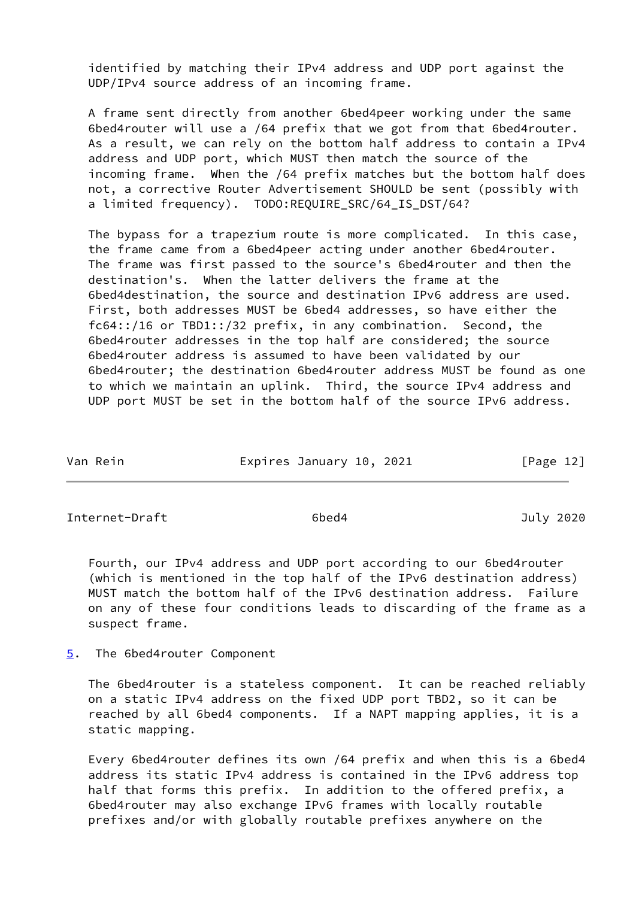identified by matching their IPv4 address and UDP port against the UDP/IPv4 source address of an incoming frame.

A frame sent directly from another 6bed4peer working under the same 6bed4router will use a /64 prefix that we got from that 6bed4router. As a result, we can rely on the bottom half address to contain a IPv4 address and UDP port, which MUST then match the source of the incoming frame. When the /64 prefix matches but the bottom half does not, a corrective Router Advertisement SHOULD be sent (possibly with a limited frequency). TODO:REQUIRE_SRC/64_IS_DST/64?

The bypass for a trapezium route is more complicated. In this case, the frame came from a 6bed4peer acting under another 6bed4router. The frame was first passed to the source's 6bed4router and then the destination's. When the latter delivers the frame at the 6bed4destination, the source and destination IPv6 address are used. First, both addresses MUST be 6bed4 addresses, so have either the fc64::/16 or TBD1::/32 prefix, in any combination. Second, the 6bed4router addresses in the top half are considered; the source 6bed4router address is assumed to have been validated by our 6bed4router; the destination 6bed4router address MUST be found as one to which we maintain an uplink. Third, the source IPv4 address and UDP port MUST be set in the bottom half of the source IPv6 address.

Fourth, our IPv4 address and UDP port according to our 6bed4router (which is mentioned in the top half of the IPv6 destination address) MUST match the bottom half of the IPv6 destination address. Failure on any of these four conditions leads to discarding of the frame as a suspect frame.

## 5. The 6bed4router Component

The 6bed4router is a stateless component. It can be reached reliably on a static IPv4 address on the fixed UDP port TBD2, so it can be reached by all 6bed4 components. If a NAPT mapping applies, it is a static mapping.

Every 6bed4router defines its own /64 prefix and when this is a 6bed4 address its static IPv4 address is contained in the IPv6 address top half that forms this prefix. In addition to the offered prefix, a 6bed4router may also exchange IPv6 frames with locally routable prefixes and/or with globally routable prefixes anywhere on the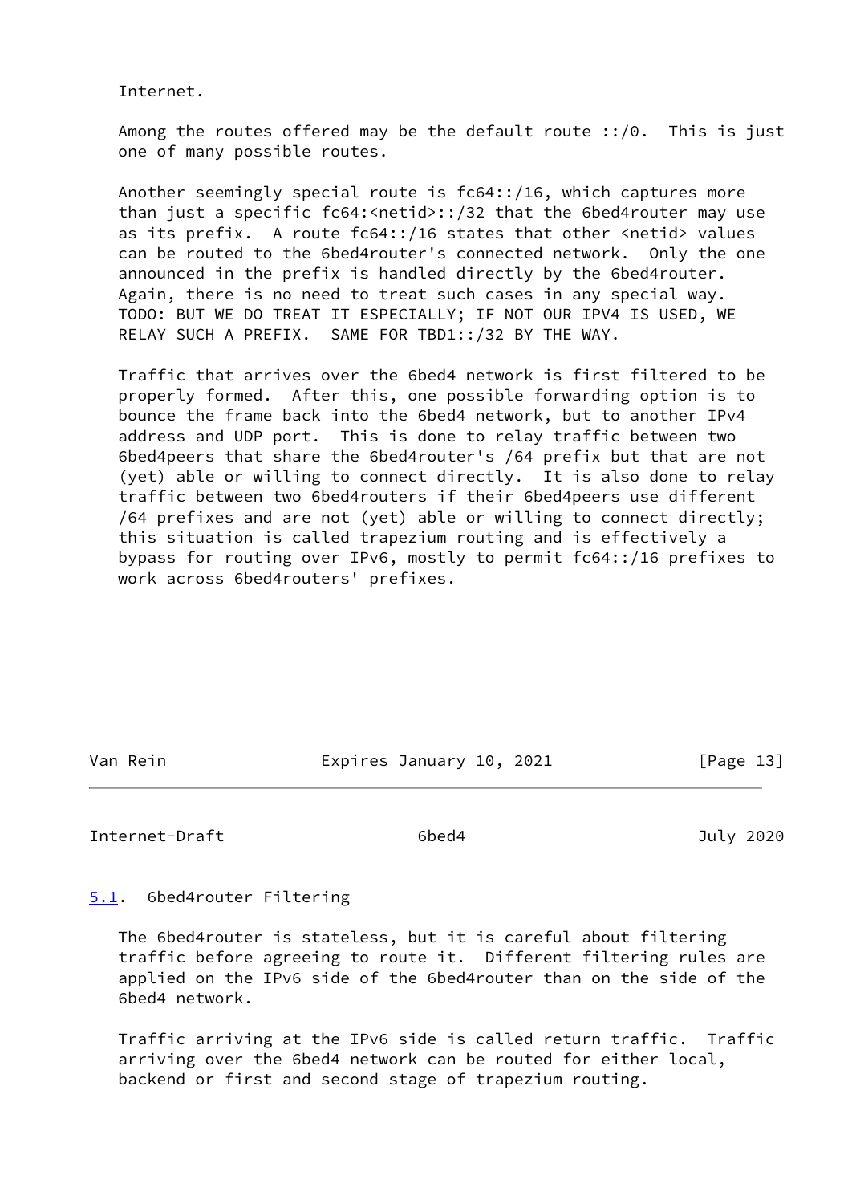Internet.

Among the routes offered may be the default route ::/0. This is just one of many possible routes.

Another seemingly special route is fc64::/16, which captures more than just a specific fc64:<netid>::/32 that the 6bed4router may use as its prefix. A route fc64::/16 states that other <netid> values can be routed to the 6bed4router's connected network. Only the one announced in the prefix is handled directly by the 6bed4router. Again, there is no need to treat such cases in any special way. TODO: BUT WE DO TREAT IT ESPECIALLY; IF NOT OUR IPV4 IS USED, WE RELAY SUCH A PREFIX. SAME FOR TBD1::/32 BY THE WAY.

Traffic that arrives over the 6bed4 network is first filtered to be properly formed. After this, one possible forwarding option is to bounce the frame back into the 6bed4 network, but to another IPv4 address and UDP port. This is done to relay traffic between two 6bed4peers that share the 6bed4router's /64 prefix but that are not (yet) able or willing to connect directly. It is also done to relay traffic between two 6bed4routers if their 6bed4peers use different /64 prefixes and are not (yet) able or willing to connect directly; this situation is called trapezium routing and is effectively a bypass for routing over IPv6, mostly to permit fc64::/16 prefixes to work across 6bed4routers' prefixes.

## 5.1. 6bed4router Filtering

The 6bed4router is stateless, but it is careful about filtering traffic before agreeing to route it. Different filtering rules are applied on the IPv6 side of the 6bed4router than on the side of the 6bed4 network.

Traffic arriving at the IPv6 side is called return traffic. Traffic arriving over the 6bed4 network can be routed for either local, backend or first and second stage of trapezium routing.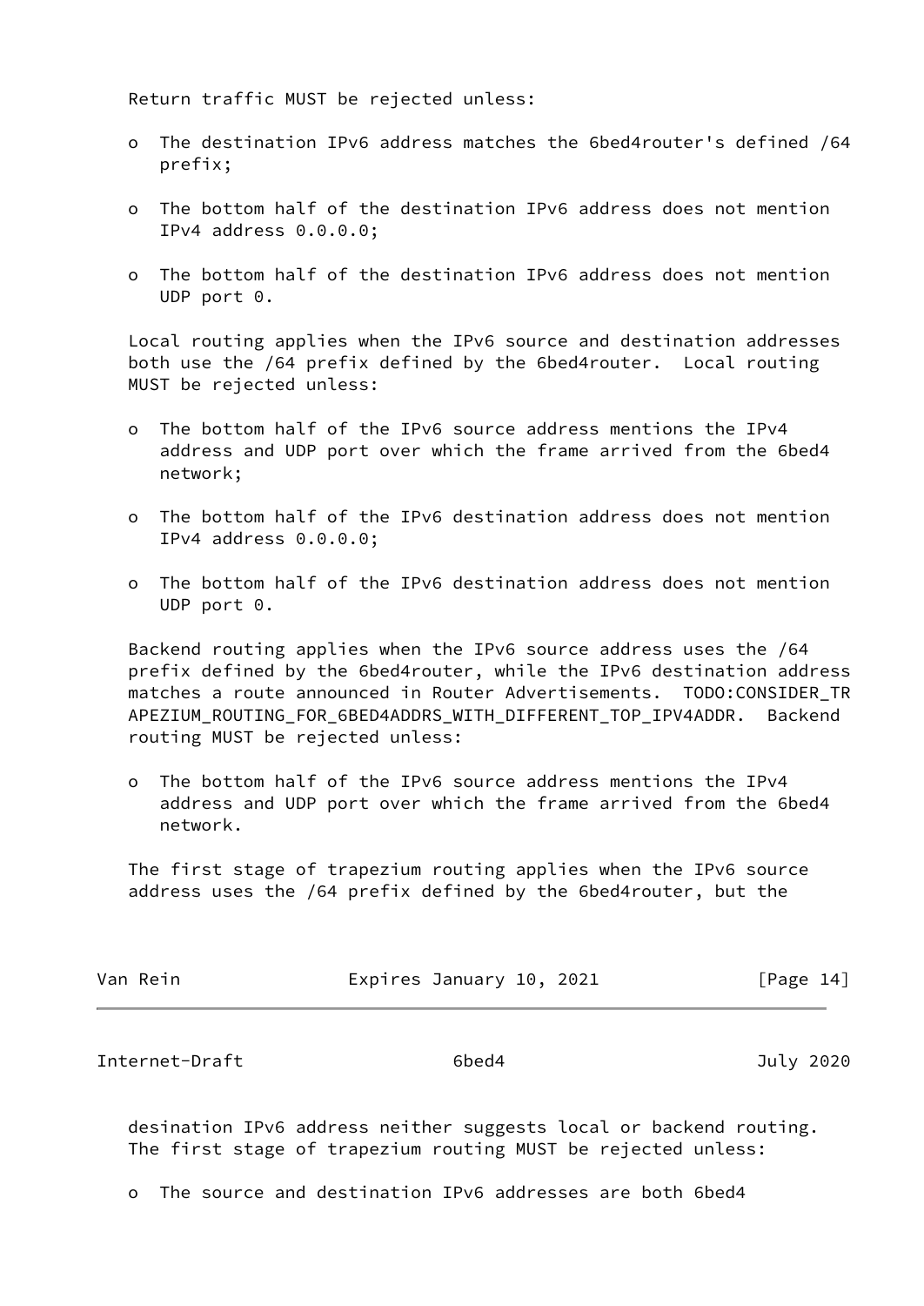Return traffic MUST be rejected unless:

- The destination IPv6 address matches the 6bed4router's defined /64 prefix;
- The bottom half of the destination IPv6 address does not mention IPv4 address 0.0.0.0;
- The bottom half of the destination IPv6 address does not mention UDP port 0.

Local routing applies when the IPv6 source and destination addresses both use the /64 prefix defined by the 6bed4router. Local routing MUST be rejected unless:

- The bottom half of the IPv6 source address mentions the IPv4 address and UDP port over which the frame arrived from the 6bed4 network;
- The bottom half of the IPv6 destination address does not mention IPv4 address 0.0.0.0;
- The bottom half of the IPv6 destination address does not mention UDP port 0.

Backend routing applies when the IPv6 source address uses the /64 prefix defined by the 6bed4router, while the IPv6 destination address matches a route announced in Router Advertisements. TODO:CONSIDER_TRAPEZIUM_ROUTING_FOR_6BED4ADDRS_WITH_DIFFERENT_TOP_IPV4ADDR. Backend routing MUST be rejected unless:

- The bottom half of the IPv6 source address mentions the IPv4 address and UDP port over which the frame arrived from the 6bed4 network.

The first stage of trapezium routing applies when the IPv6 source address uses the /64 prefix defined by the 6bed4router, but the desination IPv6 address neither suggests local or backend routing. The first stage of trapezium routing MUST be rejected unless:

- The source and destination IPv6 addresses are both 6bed4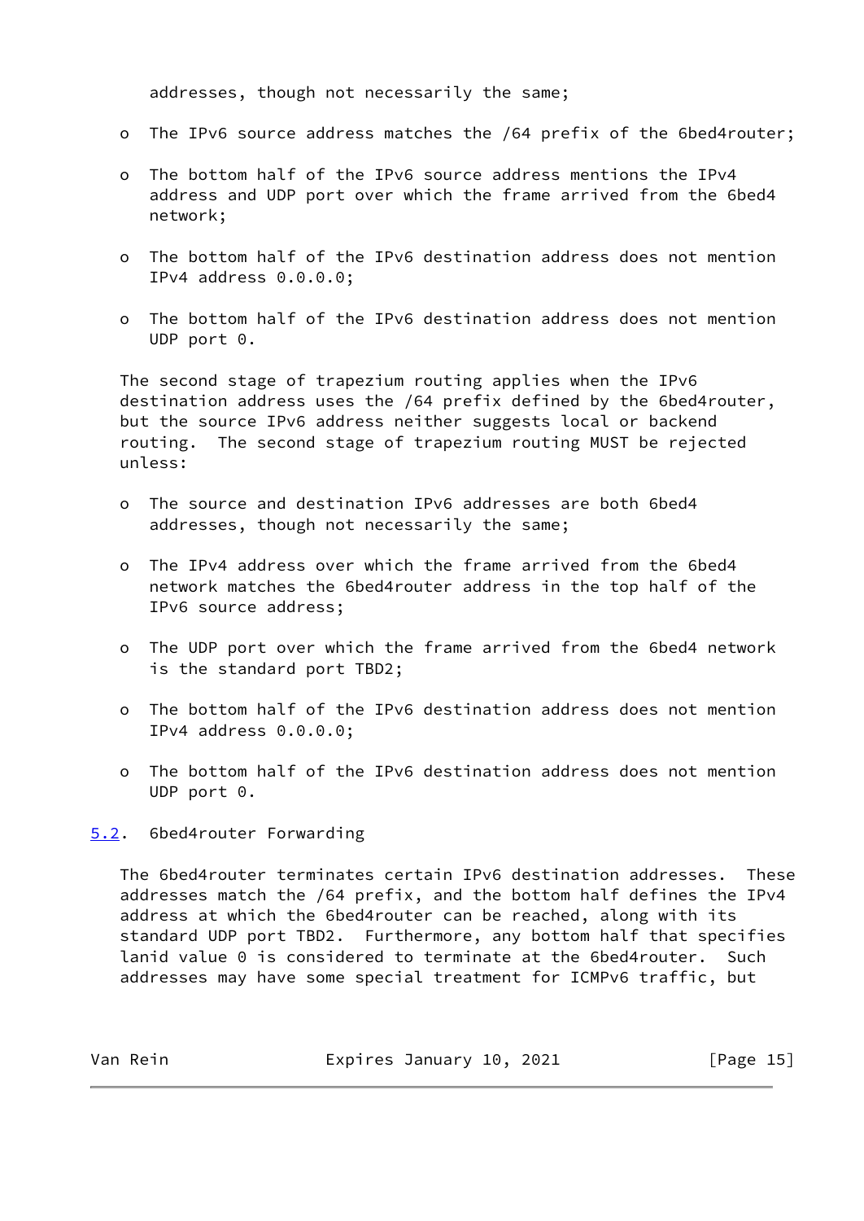addresses, though not necessarily the same;

- The IPv6 source address matches the /64 prefix of the 6bed4router;
- The bottom half of the IPv6 source address mentions the IPv4 address and UDP port over which the frame arrived from the 6bed4 network;
- The bottom half of the IPv6 destination address does not mention IPv4 address 0.0.0.0;
- The bottom half of the IPv6 destination address does not mention UDP port 0.

The second stage of trapezium routing applies when the IPv6 destination address uses the /64 prefix defined by the 6bed4router, but the source IPv6 address neither suggests local or backend routing. The second stage of trapezium routing MUST be rejected unless:

- The source and destination IPv6 addresses are both 6bed4 addresses, though not necessarily the same;
- The IPv4 address over which the frame arrived from the 6bed4 network matches the 6bed4router address in the top half of the IPv6 source address;
- The UDP port over which the frame arrived from the 6bed4 network is the standard port TBD2;
- The bottom half of the IPv6 destination address does not mention IPv4 address 0.0.0.0;
- The bottom half of the IPv6 destination address does not mention UDP port 0.

## 5.2. 6bed4router Forwarding

The 6bed4router terminates certain IPv6 destination addresses. These addresses match the /64 prefix, and the bottom half defines the IPv4 address at which the 6bed4router can be reached, along with its standard UDP port TBD2. Furthermore, any bottom half that specifies lanid value 0 is considered to terminate at the 6bed4router. Such addresses may have some special treatment for ICMPv6 traffic, but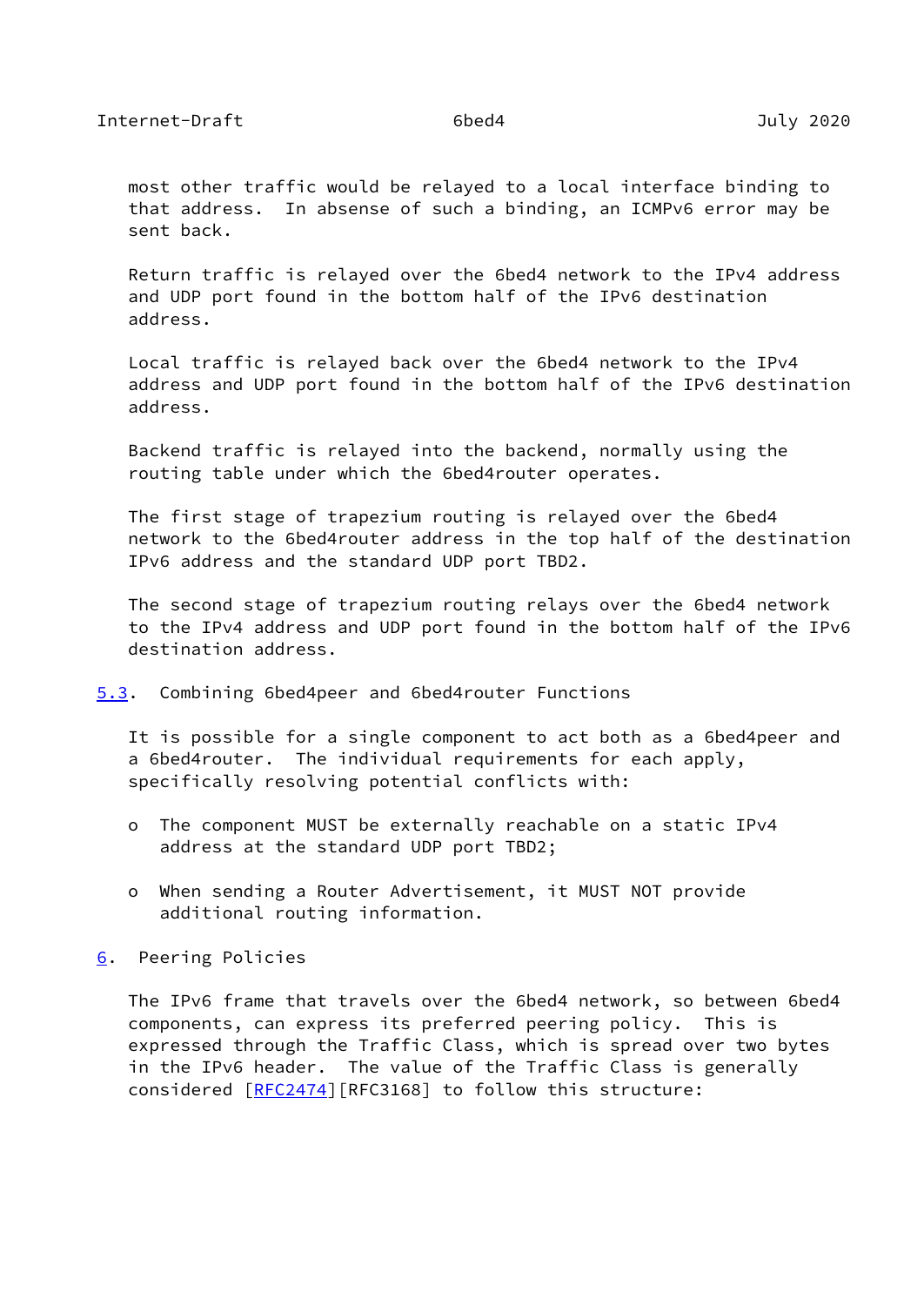most other traffic would be relayed to a local interface binding to that address. In absense of such a binding, an ICMPv6 error may be sent back.

Return traffic is relayed over the 6bed4 network to the IPv4 address and UDP port found in the bottom half of the IPv6 destination address.

Local traffic is relayed back over the 6bed4 network to the IPv4 address and UDP port found in the bottom half of the IPv6 destination address.

Backend traffic is relayed into the backend, normally using the routing table under which the 6bed4router operates.

The first stage of trapezium routing is relayed over the 6bed4 network to the 6bed4router address in the top half of the destination IPv6 address and the standard UDP port TBD2.

The second stage of trapezium routing relays over the 6bed4 network to the IPv4 address and UDP port found in the bottom half of the IPv6 destination address.

### 5.3. Combining 6bed4peer and 6bed4router Functions

It is possible for a single component to act both as a 6bed4peer and a 6bed4router. The individual requirements for each apply, specifically resolving potential conflicts with:

- The component MUST be externally reachable on a static IPv4 address at the standard UDP port TBD2;
- When sending a Router Advertisement, it MUST NOT provide additional routing information.

## 6. Peering Policies

The IPv6 frame that travels over the 6bed4 network, so between 6bed4 components, can express its preferred peering policy. This is expressed through the Traffic Class, which is spread over two bytes in the IPv6 header. The value of the Traffic Class is generally considered [RFC2474][RFC3168] to follow this structure: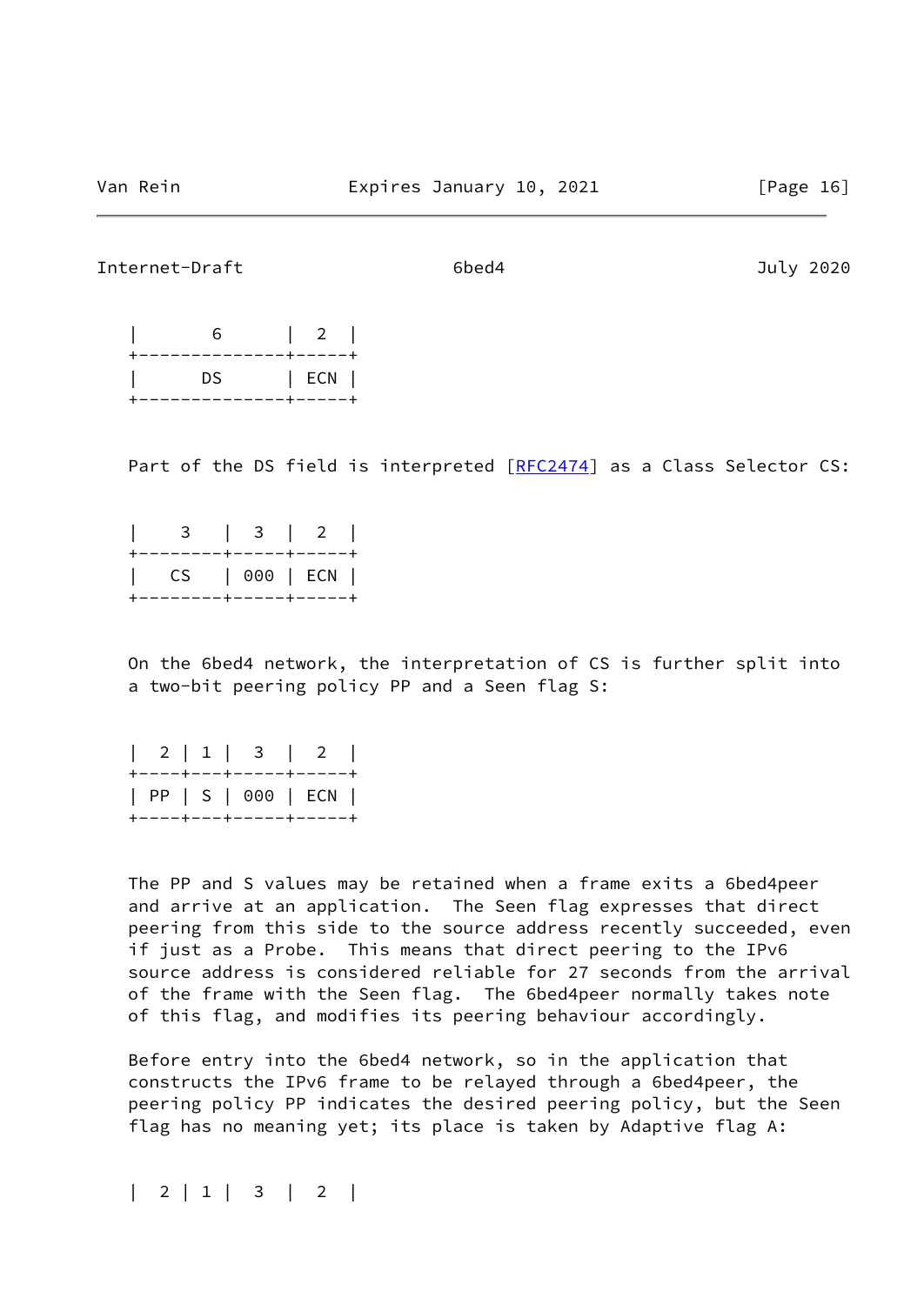```
|      6       |  2  |
+--------------+-----+
|      DS      | ECN |
+--------------+-----+
```

Part of the DS field is interpreted [RFC2474] as a Class Selector CS:

```
|    3   |  3  |  2  |
+--------+-----+-----+
|   CS   | 000 | ECN |
+--------+-----+-----+
```

On the 6bed4 network, the interpretation of CS is further split into a two-bit peering policy PP and a Seen flag S:

```
|  2 | 1 |  3  |  2  |
+----+---+-----+-----+
| PP | S | 000 | ECN |
+----+---+-----+-----+
```

The PP and S values may be retained when a frame exits a 6bed4peer and arrive at an application. The Seen flag expresses that direct peering from this side to the source address recently succeeded, even if just as a Probe. This means that direct peering to the IPv6 source address is considered reliable for 27 seconds from the arrival of the frame with the Seen flag. The 6bed4peer normally takes note of this flag, and modifies its peering behaviour accordingly.

Before entry into the 6bed4 network, so in the application that constructs the IPv6 frame to be relayed through a 6bed4peer, the peering policy PP indicates the desired peering policy, but the Seen flag has no meaning yet; its place is taken by Adaptive flag A:

```
|  2 | 1 |  3  |  2  |
```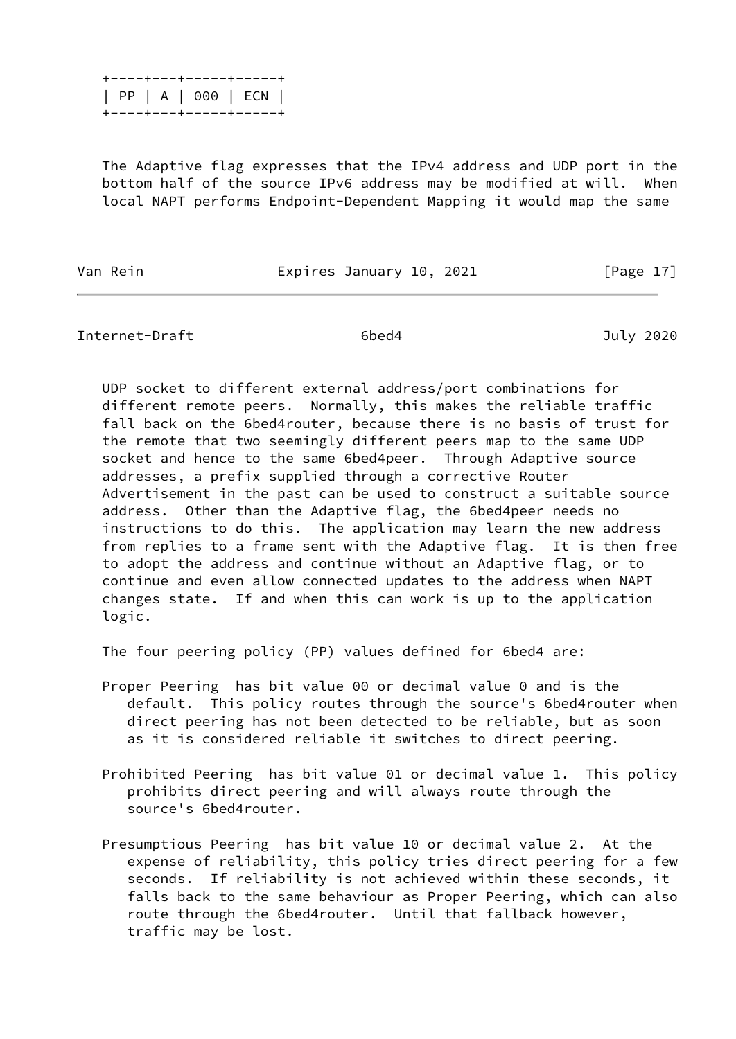```
+----+---+-----+-----+
| PP | A | 000 | ECN |
+----+---+-----+-----+
```

The Adaptive flag expresses that the IPv4 address and UDP port in the bottom half of the source IPv6 address may be modified at will. When local NAPT performs Endpoint-Dependent Mapping it would map the same UDP socket to different external address/port combinations for different remote peers. Normally, this makes the reliable traffic fall back on the 6bed4router, because there is no basis of trust for the remote that two seemingly different peers map to the same UDP socket and hence to the same 6bed4peer. Through Adaptive source addresses, a prefix supplied through a corrective Router Advertisement in the past can be used to construct a suitable source address. Other than the Adaptive flag, the 6bed4peer needs no instructions to do this. The application may learn the new address from replies to a frame sent with the Adaptive flag. It is then free to adopt the address and continue without an Adaptive flag, or to continue and even allow connected updates to the address when NAPT changes state. If and when this can work is up to the application logic.

The four peering policy (PP) values defined for 6bed4 are:

Proper Peering has bit value 00 or decimal value 0 and is the default. This policy routes through the source's 6bed4router when direct peering has not been detected to be reliable, but as soon as it is considered reliable it switches to direct peering.

Prohibited Peering has bit value 01 or decimal value 1. This policy prohibits direct peering and will always route through the source's 6bed4router.

Presumptious Peering has bit value 10 or decimal value 2. At the expense of reliability, this policy tries direct peering for a few seconds. If reliability is not achieved within these seconds, it falls back to the same behaviour as Proper Peering, which can also route through the 6bed4router. Until that fallback however, traffic may be lost.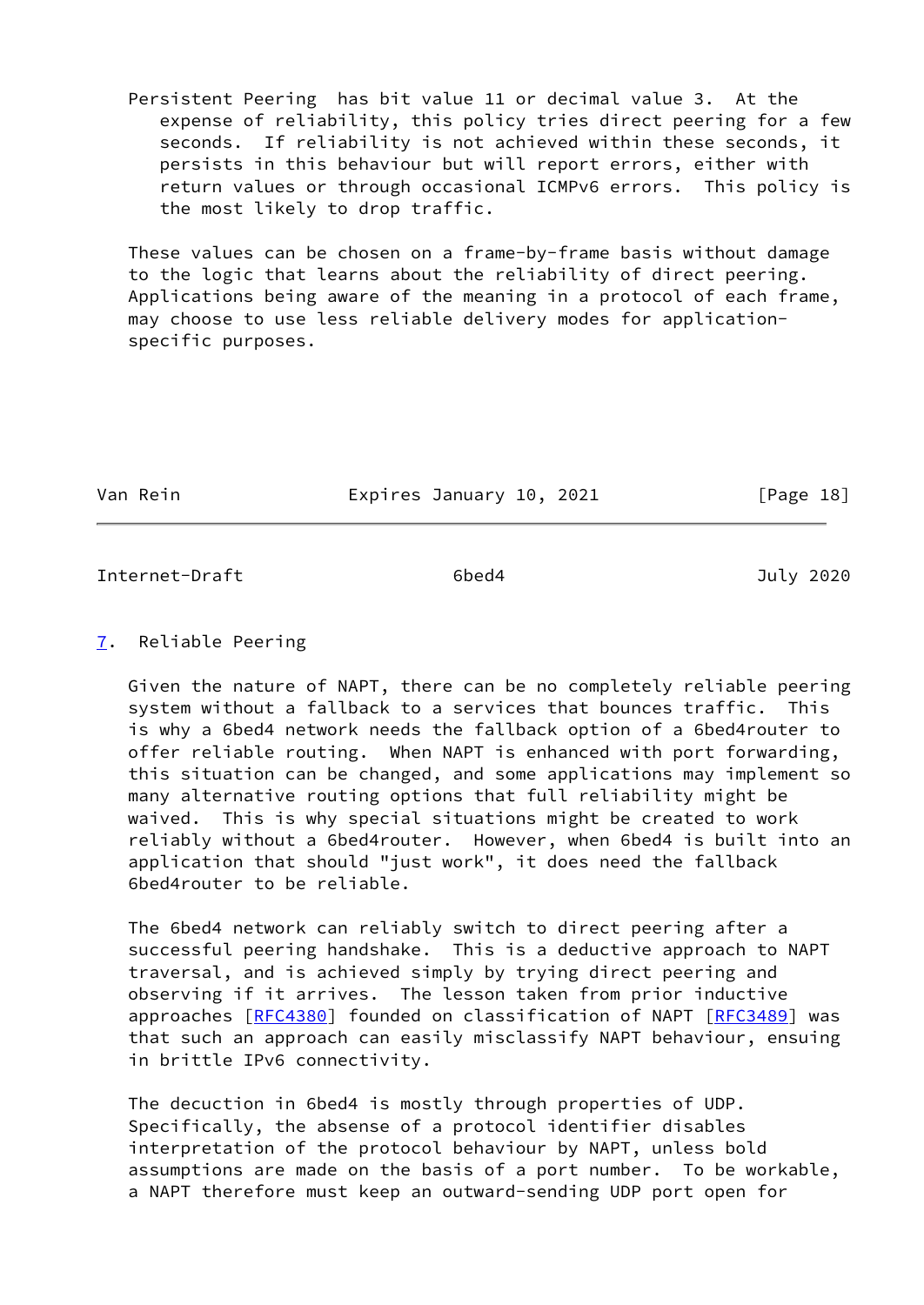Persistent Peering has bit value 11 or decimal value 3. At the expense of reliability, this policy tries direct peering for a few seconds. If reliability is not achieved within these seconds, it persists in this behaviour but will report errors, either with return values or through occasional ICMPv6 errors. This policy is the most likely to drop traffic.

These values can be chosen on a frame-by-frame basis without damage to the logic that learns about the reliability of direct peering. Applications being aware of the meaning in a protocol of each frame, may choose to use less reliable delivery modes for application-specific purposes.

## 7. Reliable Peering

Given the nature of NAPT, there can be no completely reliable peering system without a fallback to a services that bounces traffic. This is why a 6bed4 network needs the fallback option of a 6bed4router to offer reliable routing. When NAPT is enhanced with port forwarding, this situation can be changed, and some applications may implement so many alternative routing options that full reliability might be waived. This is why special situations might be created to work reliably without a 6bed4router. However, when 6bed4 is built into an application that should "just work", it does need the fallback 6bed4router to be reliable.

The 6bed4 network can reliably switch to direct peering after a successful peering handshake. This is a deductive approach to NAPT traversal, and is achieved simply by trying direct peering and observing if it arrives. The lesson taken from prior inductive approaches [RFC4380] founded on classification of NAPT [RFC3489] was that such an approach can easily misclassify NAPT behaviour, ensuing in brittle IPv6 connectivity.

The decuction in 6bed4 is mostly through properties of UDP. Specifically, the absense of a protocol identifier disables interpretation of the protocol behaviour by NAPT, unless bold assumptions are made on the basis of a port number. To be workable, a NAPT therefore must keep an outward-sending UDP port open for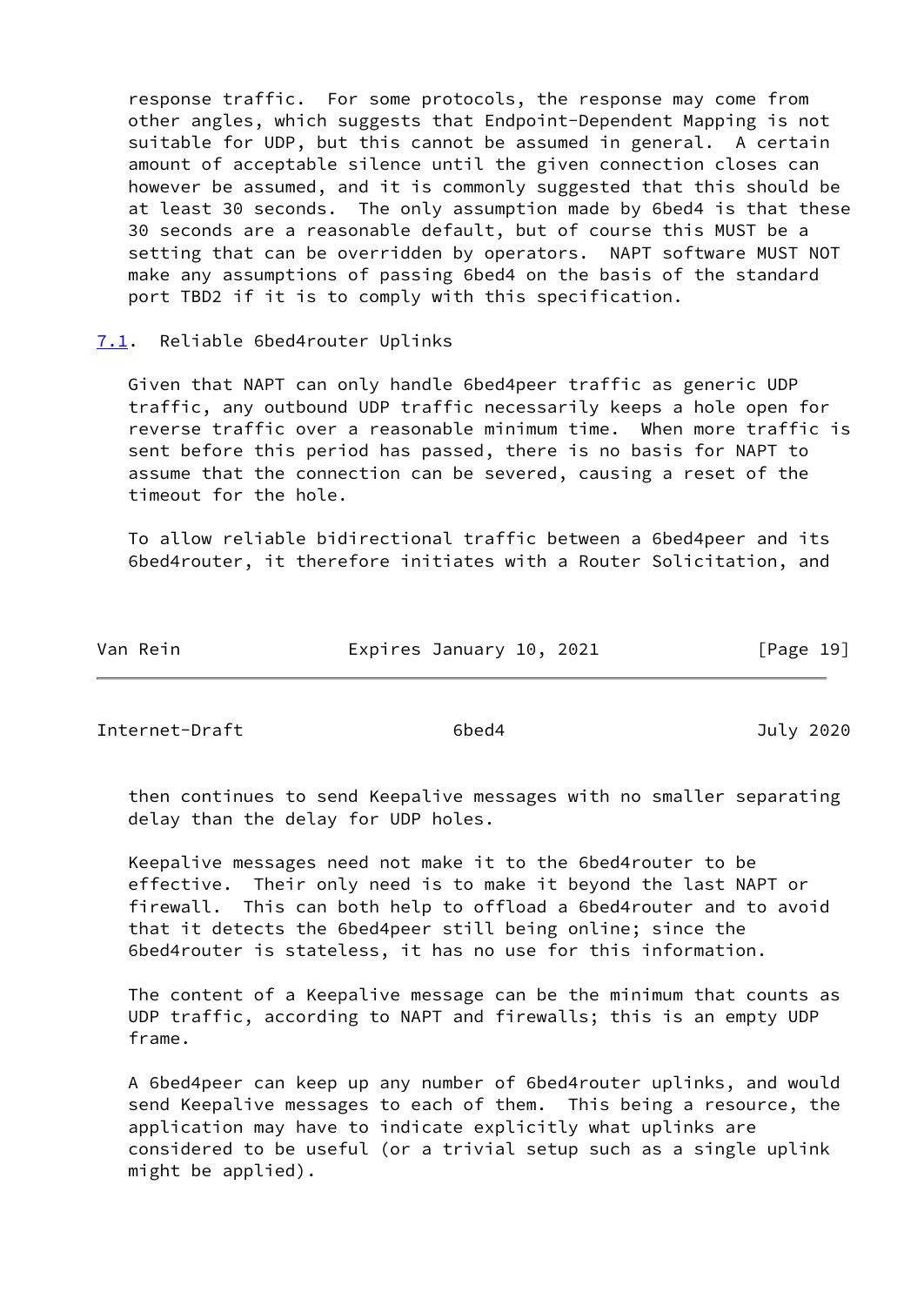response traffic. For some protocols, the response may come from other angles, which suggests that Endpoint-Dependent Mapping is not suitable for UDP, but this cannot be assumed in general. A certain amount of acceptable silence until the given connection closes can however be assumed, and it is commonly suggested that this should be at least 30 seconds. The only assumption made by 6bed4 is that these 30 seconds are a reasonable default, but of course this MUST be a setting that can be overridden by operators. NAPT software MUST NOT make any assumptions of passing 6bed4 on the basis of the standard port TBD2 if it is to comply with this specification.

## 7.1. Reliable 6bed4router Uplinks

Given that NAPT can only handle 6bed4peer traffic as generic UDP traffic, any outbound UDP traffic necessarily keeps a hole open for reverse traffic over a reasonable minimum time. When more traffic is sent before this period has passed, there is no basis for NAPT to assume that the connection can be severed, causing a reset of the timeout for the hole.

To allow reliable bidirectional traffic between a 6bed4peer and its 6bed4router, it therefore initiates with a Router Solicitation, and then continues to send Keepalive messages with no smaller separating delay than the delay for UDP holes.

Keepalive messages need not make it to the 6bed4router to be effective. Their only need is to make it beyond the last NAPT or firewall. This can both help to offload a 6bed4router and to avoid that it detects the 6bed4peer still being online; since the 6bed4router is stateless, it has no use for this information.

The content of a Keepalive message can be the minimum that counts as UDP traffic, according to NAPT and firewalls; this is an empty UDP frame.

A 6bed4peer can keep up any number of 6bed4router uplinks, and would send Keepalive messages to each of them. This being a resource, the application may have to indicate explicitly what uplinks are considered to be useful (or a trivial setup such as a single uplink might be applied).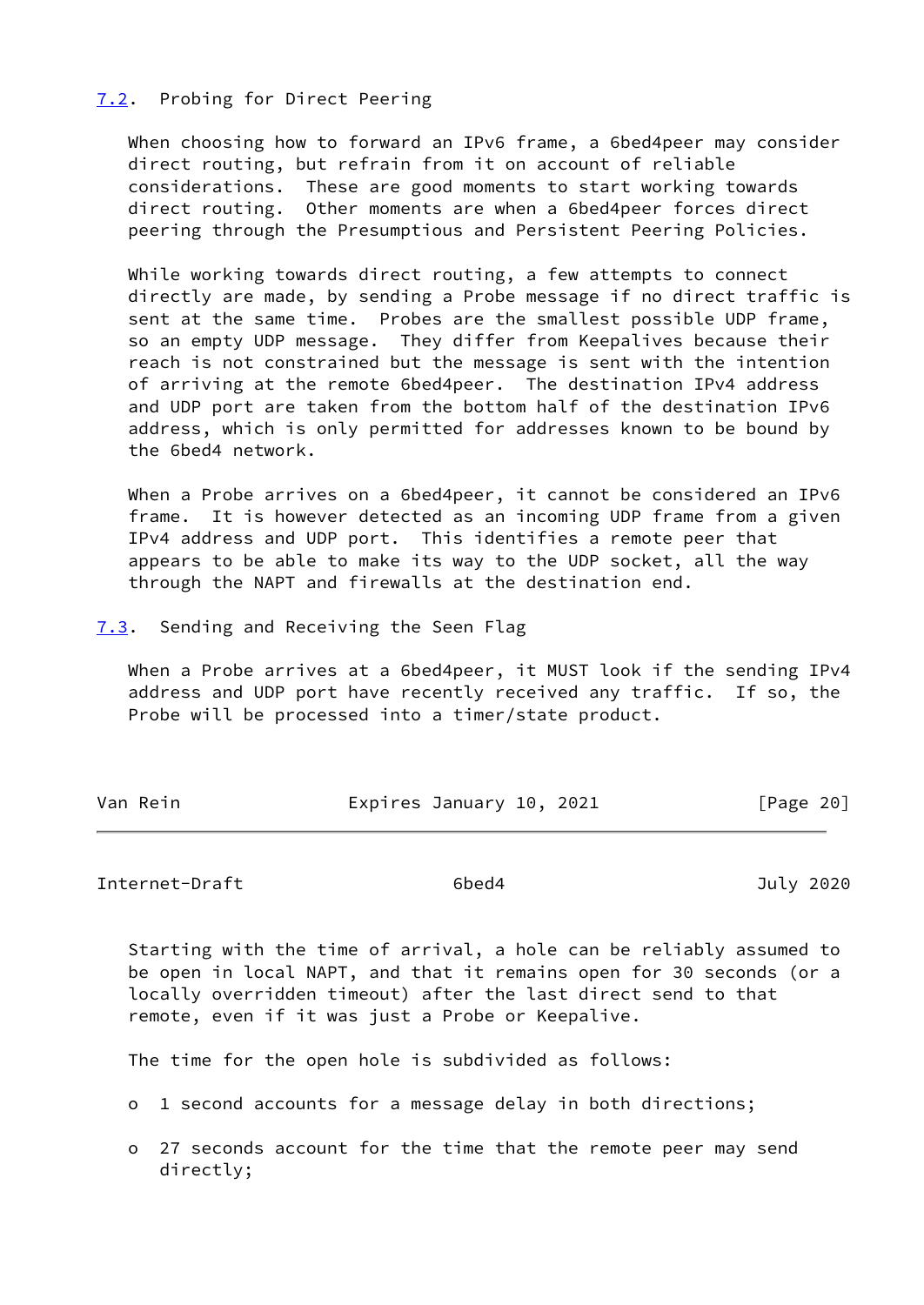## 7.2. Probing for Direct Peering

When choosing how to forward an IPv6 frame, a 6bed4peer may consider direct routing, but refrain from it on account of reliable considerations. These are good moments to start working towards direct routing. Other moments are when a 6bed4peer forces direct peering through the Presumptious and Persistent Peering Policies.

While working towards direct routing, a few attempts to connect directly are made, by sending a Probe message if no direct traffic is sent at the same time. Probes are the smallest possible UDP frame, so an empty UDP message. They differ from Keepalives because their reach is not constrained but the message is sent with the intention of arriving at the remote 6bed4peer. The destination IPv4 address and UDP port are taken from the bottom half of the destination IPv6 address, which is only permitted for addresses known to be bound by the 6bed4 network.

When a Probe arrives on a 6bed4peer, it cannot be considered an IPv6 frame. It is however detected as an incoming UDP frame from a given IPv4 address and UDP port. This identifies a remote peer that appears to be able to make its way to the UDP socket, all the way through the NAPT and firewalls at the destination end.

## 7.3. Sending and Receiving the Seen Flag

When a Probe arrives at a 6bed4peer, it MUST look if the sending IPv4 address and UDP port have recently received any traffic. If so, the Probe will be processed into a timer/state product.

Starting with the time of arrival, a hole can be reliably assumed to be open in local NAPT, and that it remains open for 30 seconds (or a locally overridden timeout) after the last direct send to that remote, even if it was just a Probe or Keepalive.

The time for the open hole is subdivided as follows:

- 1 second accounts for a message delay in both directions;
- 27 seconds account for the time that the remote peer may send directly;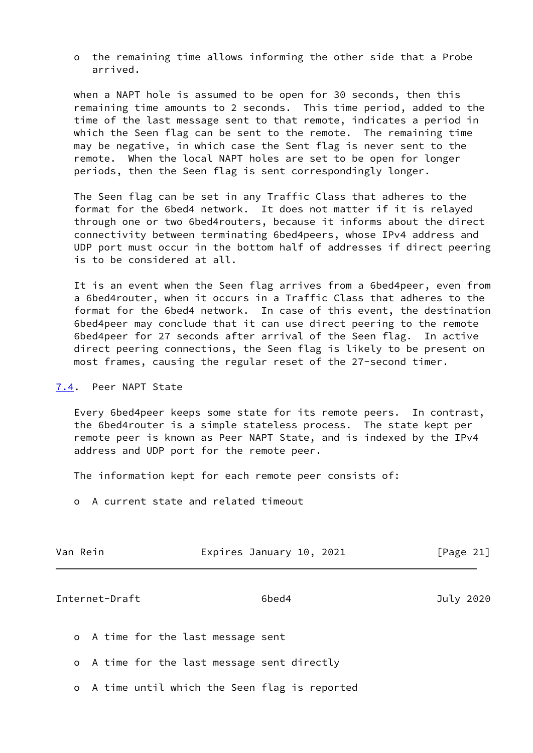- the remaining time allows informing the other side that a Probe arrived.

when a NAPT hole is assumed to be open for 30 seconds, then this remaining time amounts to 2 seconds. This time period, added to the time of the last message sent to that remote, indicates a period in which the Seen flag can be sent to the remote. The remaining time may be negative, in which case the Sent flag is never sent to the remote. When the local NAPT holes are set to be open for longer periods, then the Seen flag is sent correspondingly longer.

The Seen flag can be set in any Traffic Class that adheres to the format for the 6bed4 network. It does not matter if it is relayed through one or two 6bed4routers, because it informs about the direct connectivity between terminating 6bed4peers, whose IPv4 address and UDP port must occur in the bottom half of addresses if direct peering is to be considered at all.

It is an event when the Seen flag arrives from a 6bed4peer, even from a 6bed4router, when it occurs in a Traffic Class that adheres to the format for the 6bed4 network. In case of this event, the destination 6bed4peer may conclude that it can use direct peering to the remote 6bed4peer for 27 seconds after arrival of the Seen flag. In active direct peering connections, the Seen flag is likely to be present on most frames, causing the regular reset of the 27-second timer.

## 7.4. Peer NAPT State

Every 6bed4peer keeps some state for its remote peers. In contrast, the 6bed4router is a simple stateless process. The state kept per remote peer is known as Peer NAPT State, and is indexed by the IPv4 address and UDP port for the remote peer.

The information kept for each remote peer consists of:

- A current state and related timeout
- A time for the last message sent
- A time for the last message sent directly
- A time until which the Seen flag is reported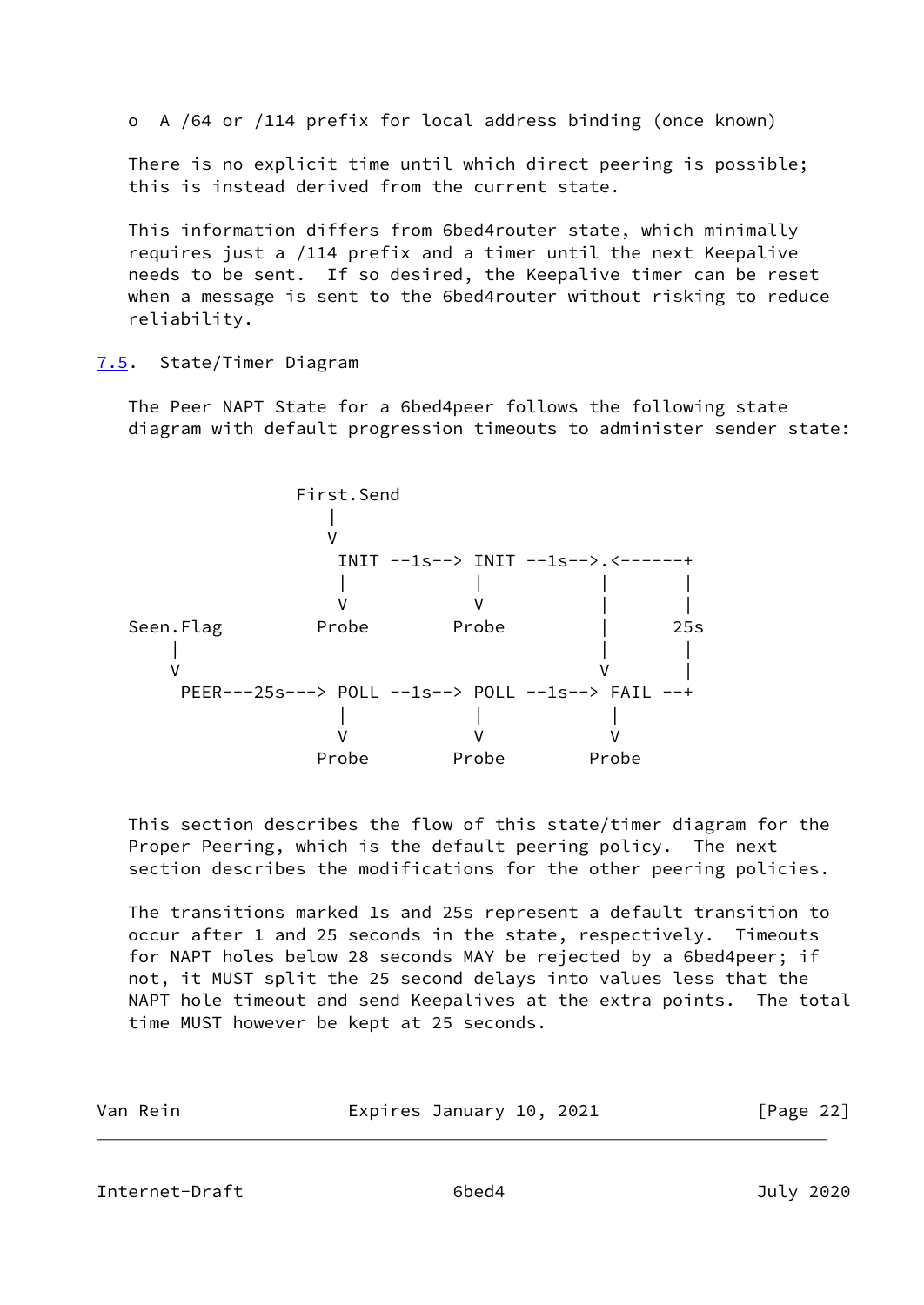o  A /64 or /114 prefix for local address binding (once known)

There is no explicit time until which direct peering is possible; this is instead derived from the current state.

This information differs from 6bed4router state, which minimally requires just a /114 prefix and a timer until the next Keepalive needs to be sent.  If so desired, the Keepalive timer can be reset when a message is sent to the 6bed4router without risking to reduce reliability.

### 7.5. State/Timer Diagram

The Peer NAPT State for a 6bed4peer follows the following state diagram with default progression timeouts to administer sender state:

```
                First.Send
                   |
                   V
                    INIT --1s--> INIT --1s-->.<------+
                    |            |           |       |
                    V            V           |       |
Seen.Flag         Probe        Probe         |      25s
    |                                        |       |
    V                                        V       |
     PEER---25s---> POLL --1s--> POLL --1s--> FAIL --+
                    |            |            |
                    V            V            V
                  Probe        Probe        Probe
```

This section describes the flow of this state/timer diagram for the Proper Peering, which is the default peering policy.  The next section describes the modifications for the other peering policies.

The transitions marked 1s and 25s represent a default transition to occur after 1 and 25 seconds in the state, respectively.  Timeouts for NAPT holes below 28 seconds MAY be rejected by a 6bed4peer; if not, it MUST split the 25 second delays into values less that the NAPT hole timeout and send Keepalives at the extra points.  The total time MUST however be kept at 25 seconds.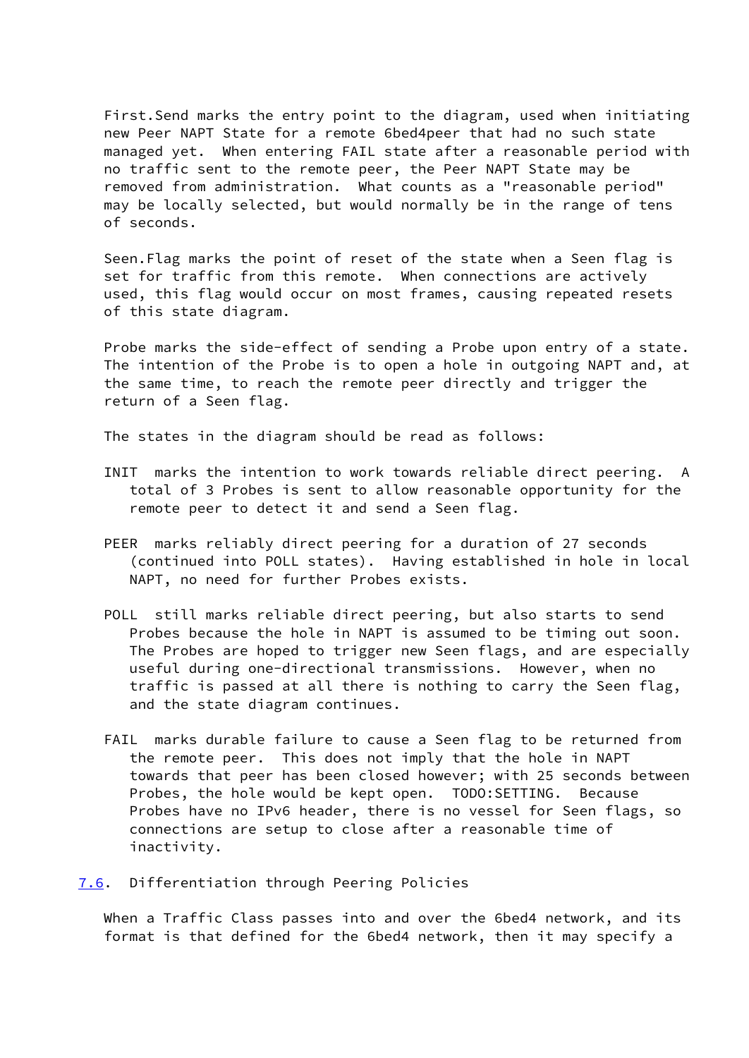First.Send marks the entry point to the diagram, used when initiating new Peer NAPT State for a remote 6bed4peer that had no such state managed yet. When entering FAIL state after a reasonable period with no traffic sent to the remote peer, the Peer NAPT State may be removed from administration. What counts as a "reasonable period" may be locally selected, but would normally be in the range of tens of seconds.

Seen.Flag marks the point of reset of the state when a Seen flag is set for traffic from this remote. When connections are actively used, this flag would occur on most frames, causing repeated resets of this state diagram.

Probe marks the side-effect of sending a Probe upon entry of a state. The intention of the Probe is to open a hole in outgoing NAPT and, at the same time, to reach the remote peer directly and trigger the return of a Seen flag.

The states in the diagram should be read as follows:

INIT marks the intention to work towards reliable direct peering. A total of 3 Probes is sent to allow reasonable opportunity for the remote peer to detect it and send a Seen flag.

PEER marks reliably direct peering for a duration of 27 seconds (continued into POLL states). Having established in hole in local NAPT, no need for further Probes exists.

POLL still marks reliable direct peering, but also starts to send Probes because the hole in NAPT is assumed to be timing out soon. The Probes are hoped to trigger new Seen flags, and are especially useful during one-directional transmissions. However, when no traffic is passed at all there is nothing to carry the Seen flag, and the state diagram continues.

FAIL marks durable failure to cause a Seen flag to be returned from the remote peer. This does not imply that the hole in NAPT towards that peer has been closed however; with 25 seconds between Probes, the hole would be kept open. TODO:SETTING. Because Probes have no IPv6 header, there is no vessel for Seen flags, so connections are setup to close after a reasonable time of inactivity.

## 7.6. Differentiation through Peering Policies

When a Traffic Class passes into and over the 6bed4 network, and its format is that defined for the 6bed4 network, then it may specify a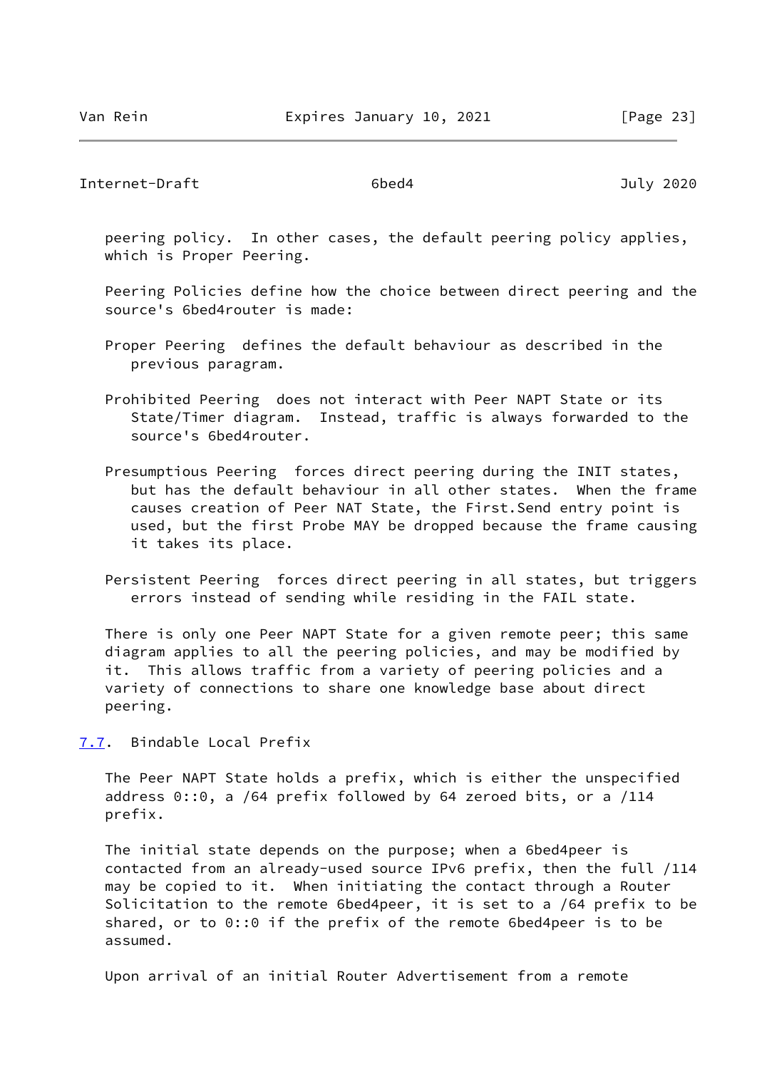peering policy.  In other cases, the default peering policy applies, which is Proper Peering.

Peering Policies define how the choice between direct peering and the source's 6bed4router is made:

Proper Peering
: defines the default behaviour as described in the previous paragram.

Prohibited Peering
: does not interact with Peer NAPT State or its State/Timer diagram.  Instead, traffic is always forwarded to the source's 6bed4router.

Presumptious Peering
: forces direct peering during the INIT states, but has the default behaviour in all other states.  When the frame causes creation of Peer NAT State, the First.Send entry point is used, but the first Probe MAY be dropped because the frame causing it takes its place.

Persistent Peering
: forces direct peering in all states, but triggers errors instead of sending while residing in the FAIL state.

There is only one Peer NAPT State for a given remote peer; this same diagram applies to all the peering policies, and may be modified by it.  This allows traffic from a variety of peering policies and a variety of connections to share one knowledge base about direct peering.

### 7.7. Bindable Local Prefix

The Peer NAPT State holds a prefix, which is either the unspecified address 0::0, a /64 prefix followed by 64 zeroed bits, or a /114 prefix.

The initial state depends on the purpose; when a 6bed4peer is contacted from an already-used source IPv6 prefix, then the full /114 may be copied to it.  When initiating the contact through a Router Solicitation to the remote 6bed4peer, it is set to a /64 prefix to be shared, or to 0::0 if the prefix of the remote 6bed4peer is to be assumed.

Upon arrival of an initial Router Advertisement from a remote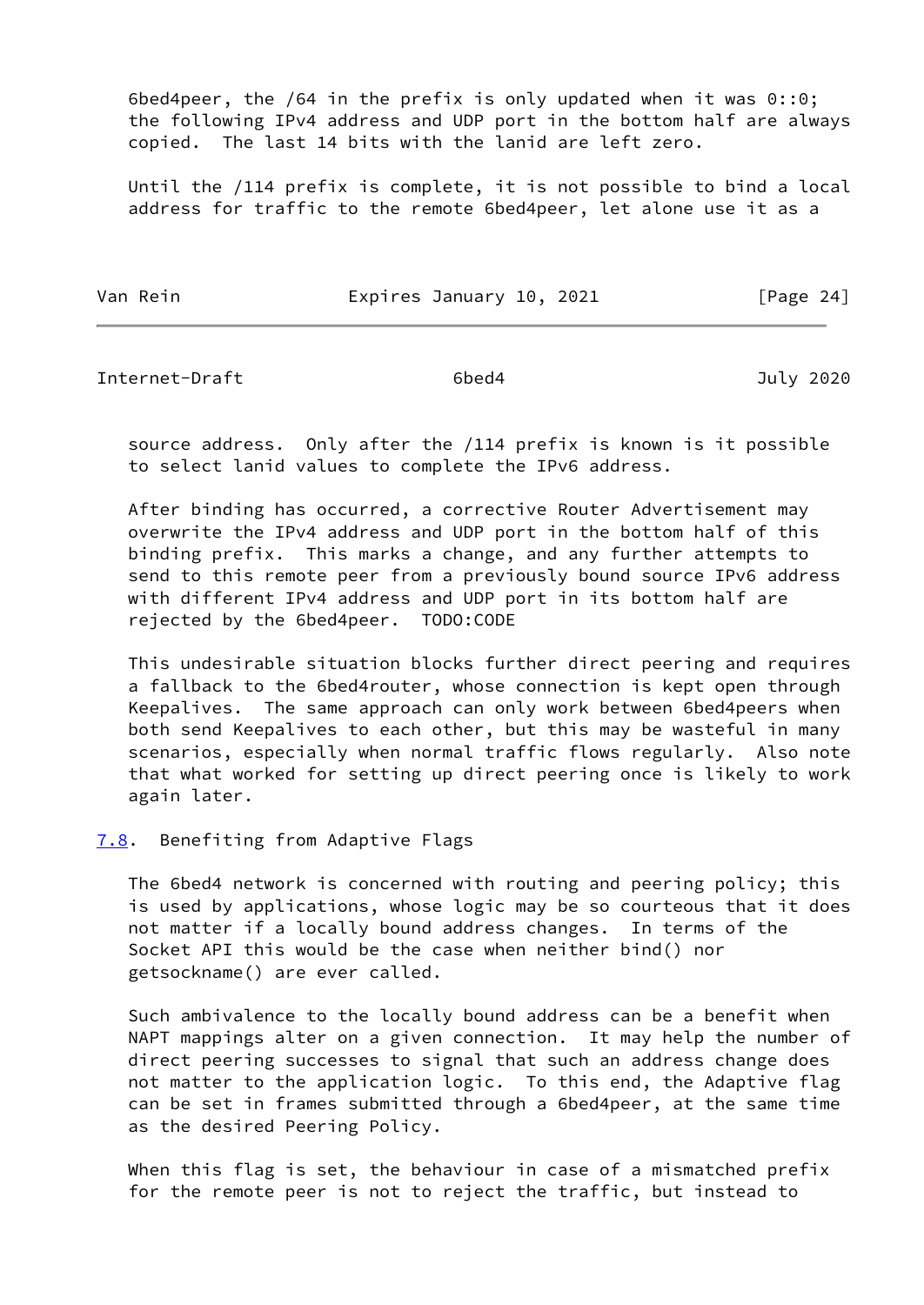6bed4peer, the /64 in the prefix is only updated when it was 0::0; the following IPv4 address and UDP port in the bottom half are always copied. The last 14 bits with the lanid are left zero.

Until the /114 prefix is complete, it is not possible to bind a local address for traffic to the remote 6bed4peer, let alone use it as a source address. Only after the /114 prefix is known is it possible to select lanid values to complete the IPv6 address.

After binding has occurred, a corrective Router Advertisement may overwrite the IPv4 address and UDP port in the bottom half of this binding prefix. This marks a change, and any further attempts to send to this remote peer from a previously bound source IPv6 address with different IPv4 address and UDP port in its bottom half are rejected by the 6bed4peer. TODO:CODE

This undesirable situation blocks further direct peering and requires a fallback to the 6bed4router, whose connection is kept open through Keepalives. The same approach can only work between 6bed4peers when both send Keepalives to each other, but this may be wasteful in many scenarios, especially when normal traffic flows regularly. Also note that what worked for setting up direct peering once is likely to work again later.

### 7.8. Benefiting from Adaptive Flags

The 6bed4 network is concerned with routing and peering policy; this is used by applications, whose logic may be so courteous that it does not matter if a locally bound address changes. In terms of the Socket API this would be the case when neither bind() nor getsockname() are ever called.

Such ambivalence to the locally bound address can be a benefit when NAPT mappings alter on a given connection. It may help the number of direct peering successes to signal that such an address change does not matter to the application logic. To this end, the Adaptive flag can be set in frames submitted through a 6bed4peer, at the same time as the desired Peering Policy.

When this flag is set, the behaviour in case of a mismatched prefix for the remote peer is not to reject the traffic, but instead to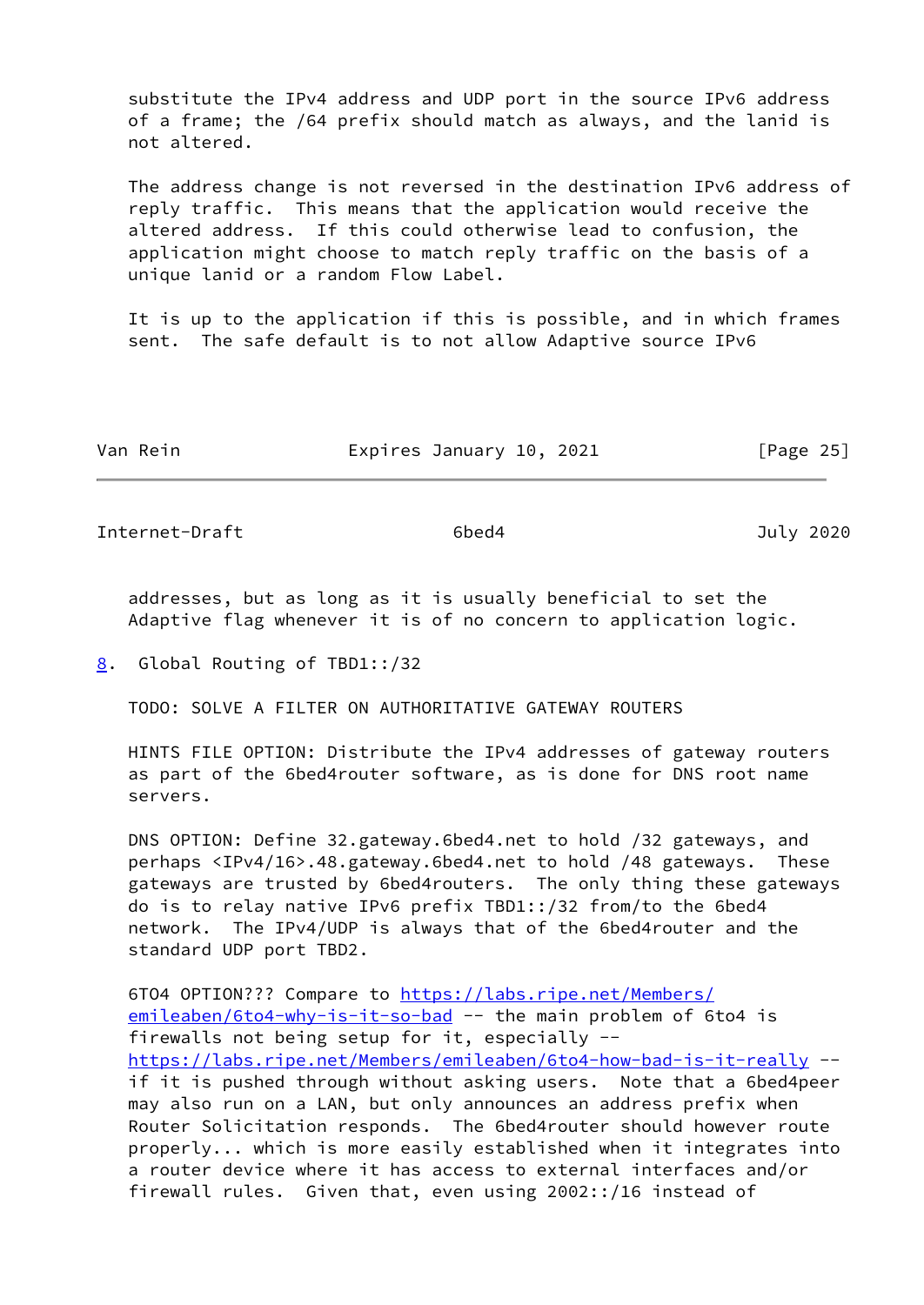substitute the IPv4 address and UDP port in the source IPv6 address of a frame; the /64 prefix should match as always, and the lanid is not altered.

The address change is not reversed in the destination IPv6 address of reply traffic. This means that the application would receive the altered address. If this could otherwise lead to confusion, the application might choose to match reply traffic on the basis of a unique lanid or a random Flow Label.

It is up to the application if this is possible, and in which frames sent. The safe default is to not allow Adaptive source IPv6 addresses, but as long as it is usually beneficial to set the Adaptive flag whenever it is of no concern to application logic.

## 8. Global Routing of TBD1::/32

TODO: SOLVE A FILTER ON AUTHORITATIVE GATEWAY ROUTERS

HINTS FILE OPTION: Distribute the IPv4 addresses of gateway routers as part of the 6bed4router software, as is done for DNS root name servers.

DNS OPTION: Define 32.gateway.6bed4.net to hold /32 gateways, and perhaps <IPv4/16>.48.gateway.6bed4.net to hold /48 gateways. These gateways are trusted by 6bed4routers. The only thing these gateways do is to relay native IPv6 prefix TBD1::/32 from/to the 6bed4 network. The IPv4/UDP is always that of the 6bed4router and the standard UDP port TBD2.

6TO4 OPTION??? Compare to https://labs.ripe.net/Members/emileaben/6to4-why-is-it-so-bad -- the main problem of 6to4 is firewalls not being setup for it, especially -- https://labs.ripe.net/Members/emileaben/6to4-how-bad-is-it-really -- if it is pushed through without asking users. Note that a 6bed4peer may also run on a LAN, but only announces an address prefix when Router Solicitation responds. The 6bed4router should however route properly... which is more easily established when it integrates into a router device where it has access to external interfaces and/or firewall rules. Given that, even using 2002::/16 instead of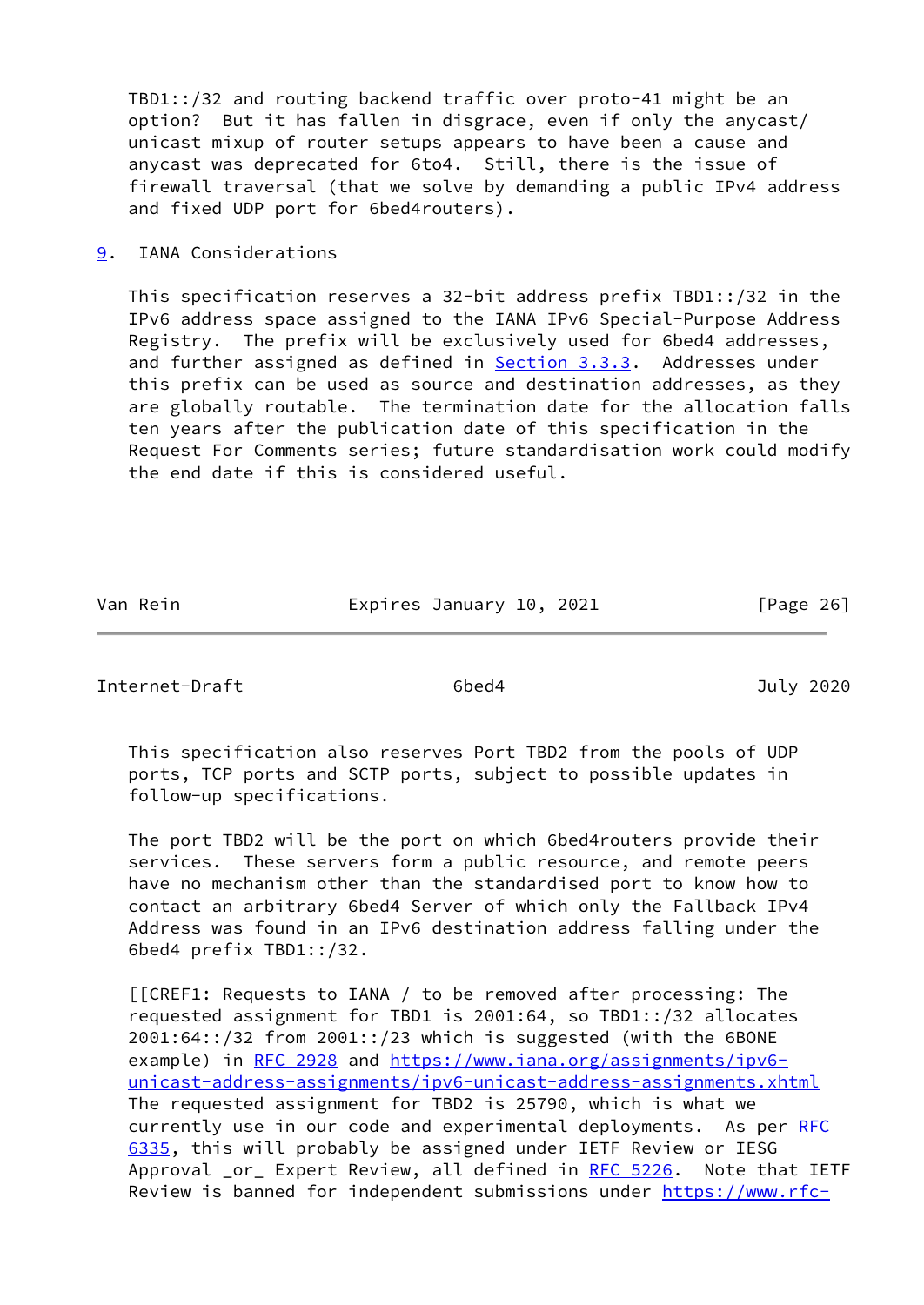TBD1::/32 and routing backend traffic over proto-41 might be an option? But it has fallen in disgrace, even if only the anycast/unicast mixup of router setups appears to have been a cause and anycast was deprecated for 6to4. Still, there is the issue of firewall traversal (that we solve by demanding a public IPv4 address and fixed UDP port for 6bed4routers).

## 9. IANA Considerations

This specification reserves a 32-bit address prefix TBD1::/32 in the IPv6 address space assigned to the IANA IPv6 Special-Purpose Address Registry. The prefix will be exclusively used for 6bed4 addresses, and further assigned as defined in Section 3.3.3. Addresses under this prefix can be used as source and destination addresses, as they are globally routable. The termination date for the allocation falls ten years after the publication date of this specification in the Request For Comments series; future standardisation work could modify the end date if this is considered useful.

This specification also reserves Port TBD2 from the pools of UDP ports, TCP ports and SCTP ports, subject to possible updates in follow-up specifications.

The port TBD2 will be the port on which 6bed4routers provide their services. These servers form a public resource, and remote peers have no mechanism other than the standardised port to know how to contact an arbitrary 6bed4 Server of which only the Fallback IPv4 Address was found in an IPv6 destination address falling under the 6bed4 prefix TBD1::/32.

[[CREF1: Requests to IANA / to be removed after processing: The requested assignment for TBD1 is 2001:64, so TBD1::/32 allocates 2001:64::/32 from 2001::/23 which is suggested (with the 6BONE example) in RFC 2928 and https://www.iana.org/assignments/ipv6-unicast-address-assignments/ipv6-unicast-address-assignments.xhtml The requested assignment for TBD2 is 25790, which is what we currently use in our code and experimental deployments. As per RFC 6335, this will probably be assigned under IETF Review or IESG Approval _or_ Expert Review, all defined in RFC 5226. Note that IETF Review is banned for independent submissions under https://www.rfc-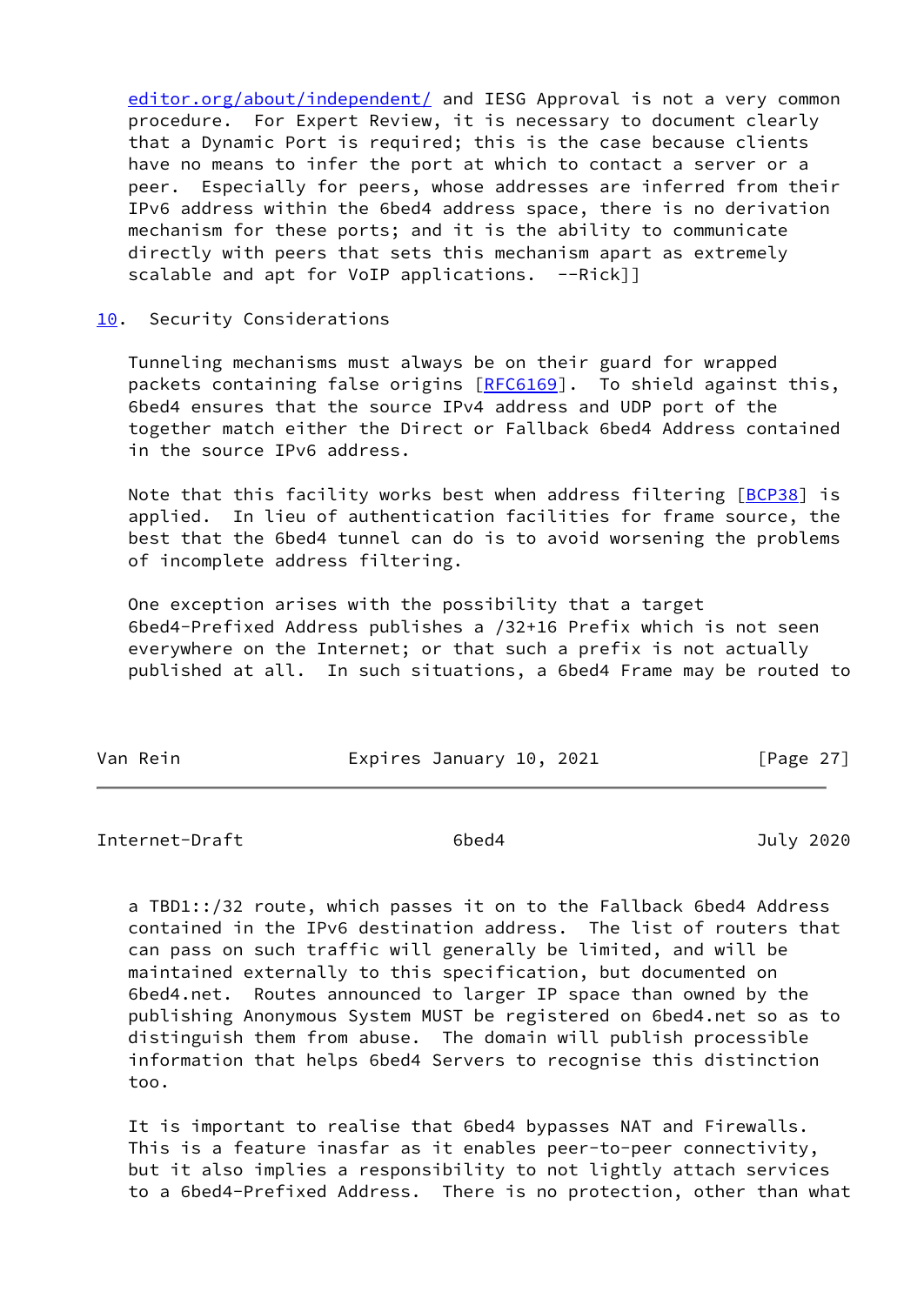editor.org/about/independent/ and IESG Approval is not a very common procedure. For Expert Review, it is necessary to document clearly that a Dynamic Port is required; this is the case because clients have no means to infer the port at which to contact a server or a peer. Especially for peers, whose addresses are inferred from their IPv6 address within the 6bed4 address space, there is no derivation mechanism for these ports; and it is the ability to communicate directly with peers that sets this mechanism apart as extremely scalable and apt for VoIP applications. --Rick]]

## 10. Security Considerations

Tunneling mechanisms must always be on their guard for wrapped packets containing false origins [RFC6169]. To shield against this, 6bed4 ensures that the source IPv4 address and UDP port of the together match either the Direct or Fallback 6bed4 Address contained in the source IPv6 address.

Note that this facility works best when address filtering [BCP38] is applied. In lieu of authentication facilities for frame source, the best that the 6bed4 tunnel can do is to avoid worsening the problems of incomplete address filtering.

One exception arises with the possibility that a target 6bed4-Prefixed Address publishes a /32+16 Prefix which is not seen everywhere on the Internet; or that such a prefix is not actually published at all. In such situations, a 6bed4 Frame may be routed to a TBD1::/32 route, which passes it on to the Fallback 6bed4 Address contained in the IPv6 destination address. The list of routers that can pass on such traffic will generally be limited, and will be maintained externally to this specification, but documented on 6bed4.net. Routes announced to larger IP space than owned by the publishing Anonymous System MUST be registered on 6bed4.net so as to distinguish them from abuse. The domain will publish processible information that helps 6bed4 Servers to recognise this distinction too.

It is important to realise that 6bed4 bypasses NAT and Firewalls. This is a feature insafar as it enables peer-to-peer connectivity, but it also implies a responsibility to not lightly attach services to a 6bed4-Prefixed Address. There is no protection, other than what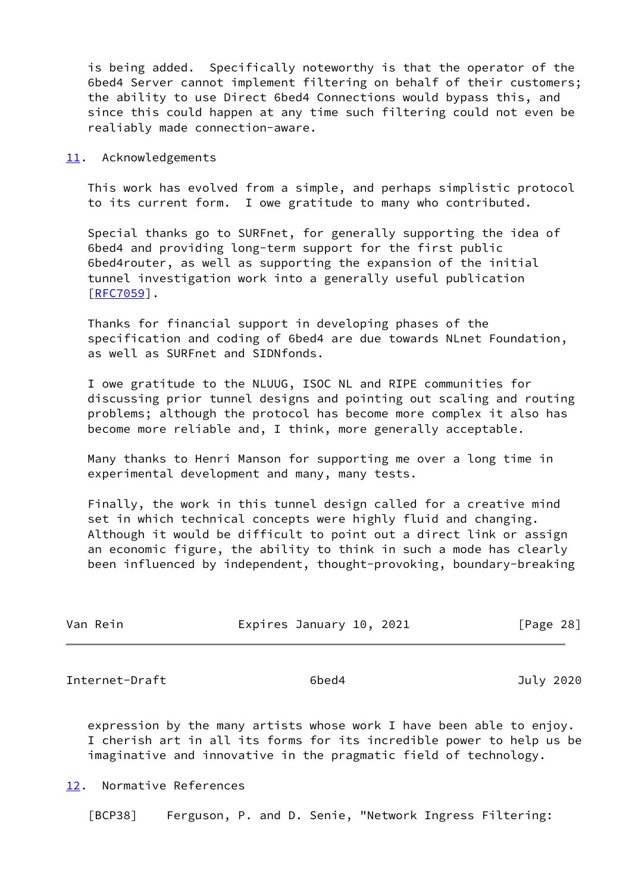is being added. Specifically noteworthy is that the operator of the 6bed4 Server cannot implement filtering on behalf of their customers; the ability to use Direct 6bed4 Connections would bypass this, and since this could happen at any time such filtering could not even be realiably made connection-aware.

## 11. Acknowledgements

This work has evolved from a simple, and perhaps simplistic protocol to its current form. I owe gratitude to many who contributed.

Special thanks go to SURFnet, for generally supporting the idea of 6bed4 and providing long-term support for the first public 6bed4router, as well as supporting the expansion of the initial tunnel investigation work into a generally useful publication [RFC7059].

Thanks for financial support in developing phases of the specification and coding of 6bed4 are due towards NLnet Foundation, as well as SURFnet and SIDNfonds.

I owe gratitude to the NLUUG, ISOC NL and RIPE communities for discussing prior tunnel designs and pointing out scaling and routing problems; although the protocol has become more complex it also has become more reliable and, I think, more generally acceptable.

Many thanks to Henri Manson for supporting me over a long time in experimental development and many, many tests.

Finally, the work in this tunnel design called for a creative mind set in which technical concepts were highly fluid and changing. Although it would be difficult to point out a direct link or assign an economic figure, the ability to think in such a mode has clearly been influenced by independent, thought-provoking, boundary-breaking expression by the many artists whose work I have been able to enjoy. I cherish art in all its forms for its incredible power to help us be imaginative and innovative in the pragmatic field of technology.

## 12. Normative References

[BCP38] Ferguson, P. and D. Senie, "Network Ingress Filtering: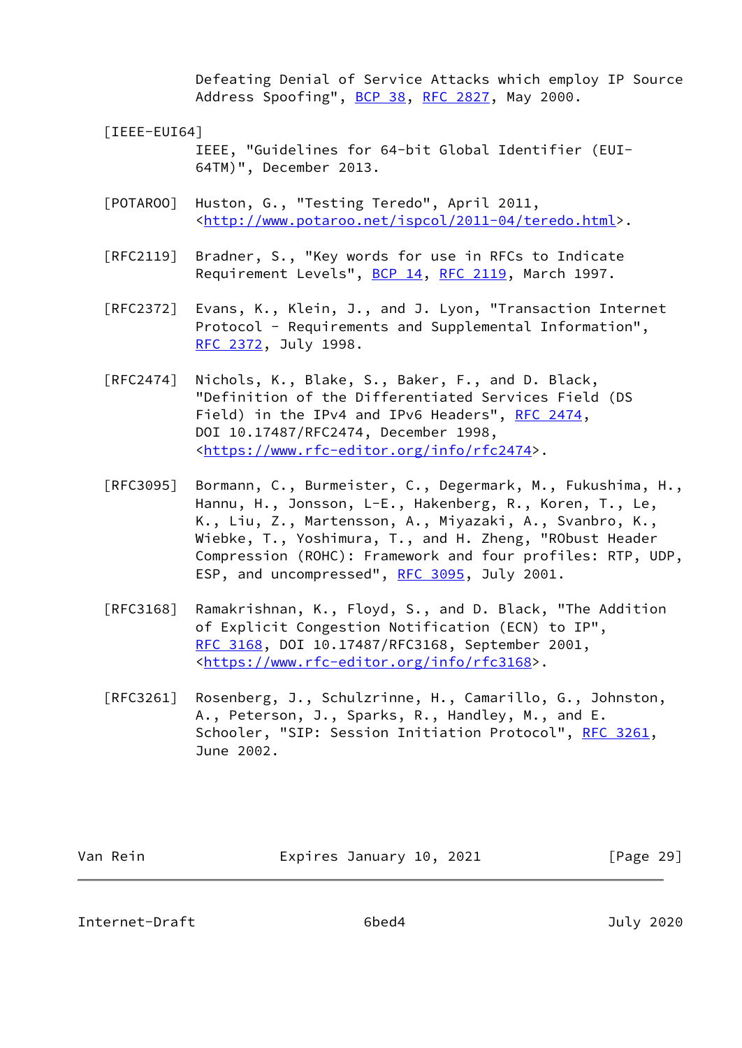Defeating Denial of Service Attacks which employ IP Source Address Spoofing", BCP 38, RFC 2827, May 2000.

[IEEE-EUI64]
IEEE, "Guidelines for 64-bit Global Identifier (EUI-64TM)", December 2013.

[POTAROO] Huston, G., "Testing Teredo", April 2011, <http://www.potaroo.net/ispcol/2011-04/teredo.html>.

[RFC2119] Bradner, S., "Key words for use in RFCs to Indicate Requirement Levels", BCP 14, RFC 2119, March 1997.

[RFC2372] Evans, K., Klein, J., and J. Lyon, "Transaction Internet Protocol - Requirements and Supplemental Information", RFC 2372, July 1998.

[RFC2474] Nichols, K., Blake, S., Baker, F., and D. Black, "Definition of the Differentiated Services Field (DS Field) in the IPv4 and IPv6 Headers", RFC 2474, DOI 10.17487/RFC2474, December 1998, <https://www.rfc-editor.org/info/rfc2474>.

[RFC3095] Bormann, C., Burmeister, C., Degermark, M., Fukushima, H., Hannu, H., Jonsson, L-E., Hakenberg, R., Koren, T., Le, K., Liu, Z., Martensson, A., Miyazaki, A., Svanbro, K., Wiebke, T., Yoshimura, T., and H. Zheng, "RObust Header Compression (ROHC): Framework and four profiles: RTP, UDP, ESP, and uncompressed", RFC 3095, July 2001.

[RFC3168] Ramakrishnan, K., Floyd, S., and D. Black, "The Addition of Explicit Congestion Notification (ECN) to IP", RFC 3168, DOI 10.17487/RFC3168, September 2001, <https://www.rfc-editor.org/info/rfc3168>.

[RFC3261] Rosenberg, J., Schulzrinne, H., Camarillo, G., Johnston, A., Peterson, J., Sparks, R., Handley, M., and E. Schooler, "SIP: Session Initiation Protocol", RFC 3261, June 2002.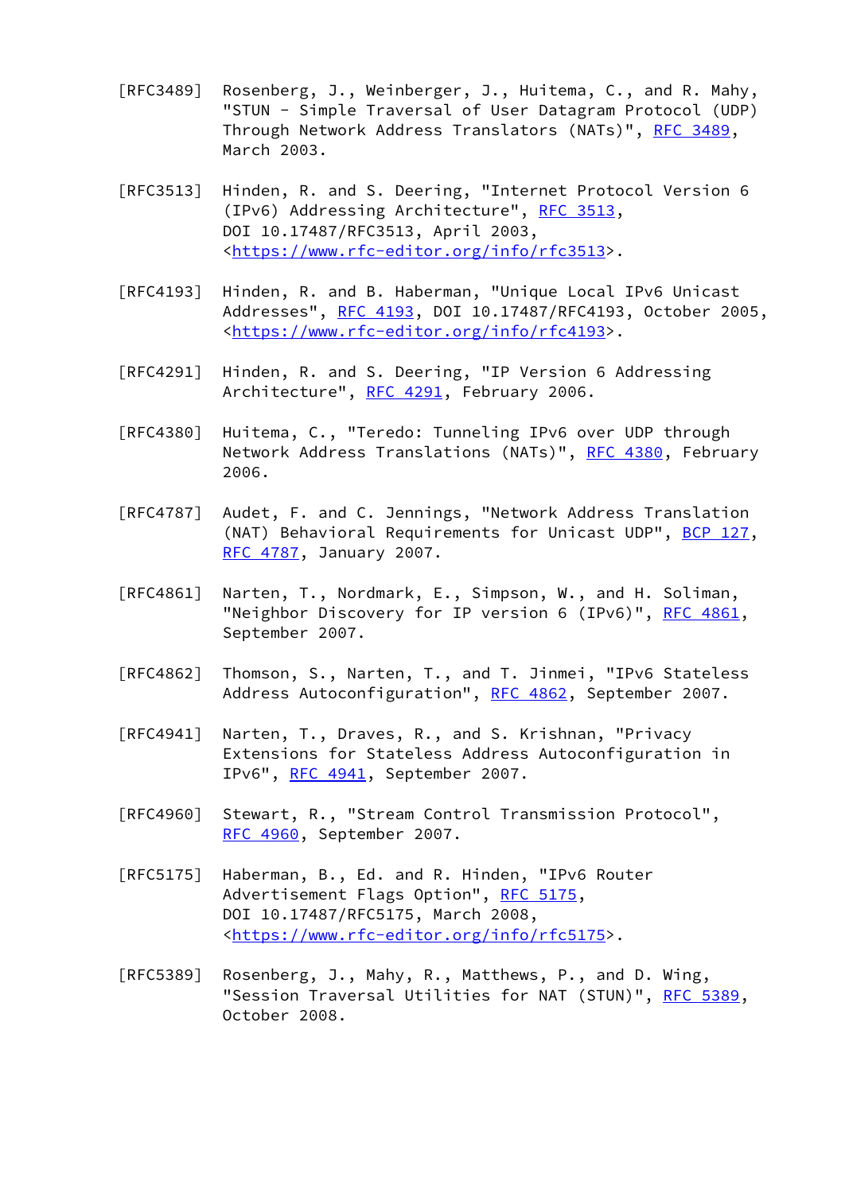[RFC3489] Rosenberg, J., Weinberger, J., Huitema, C., and R. Mahy, "STUN - Simple Traversal of User Datagram Protocol (UDP) Through Network Address Translators (NATs)", RFC 3489, March 2003.

[RFC3513] Hinden, R. and S. Deering, "Internet Protocol Version 6 (IPv6) Addressing Architecture", RFC 3513, DOI 10.17487/RFC3513, April 2003, <https://www.rfc-editor.org/info/rfc3513>.

[RFC4193] Hinden, R. and B. Haberman, "Unique Local IPv6 Unicast Addresses", RFC 4193, DOI 10.17487/RFC4193, October 2005, <https://www.rfc-editor.org/info/rfc4193>.

[RFC4291] Hinden, R. and S. Deering, "IP Version 6 Addressing Architecture", RFC 4291, February 2006.

[RFC4380] Huitema, C., "Teredo: Tunneling IPv6 over UDP through Network Address Translations (NATs)", RFC 4380, February 2006.

[RFC4787] Audet, F. and C. Jennings, "Network Address Translation (NAT) Behavioral Requirements for Unicast UDP", BCP 127, RFC 4787, January 2007.

[RFC4861] Narten, T., Nordmark, E., Simpson, W., and H. Soliman, "Neighbor Discovery for IP version 6 (IPv6)", RFC 4861, September 2007.

[RFC4862] Thomson, S., Narten, T., and T. Jinmei, "IPv6 Stateless Address Autoconfiguration", RFC 4862, September 2007.

[RFC4941] Narten, T., Draves, R., and S. Krishnan, "Privacy Extensions for Stateless Address Autoconfiguration in IPv6", RFC 4941, September 2007.

[RFC4960] Stewart, R., "Stream Control Transmission Protocol", RFC 4960, September 2007.

[RFC5175] Haberman, B., Ed. and R. Hinden, "IPv6 Router Advertisement Flags Option", RFC 5175, DOI 10.17487/RFC5175, March 2008, <https://www.rfc-editor.org/info/rfc5175>.

[RFC5389] Rosenberg, J., Mahy, R., Matthews, P., and D. Wing, "Session Traversal Utilities for NAT (STUN)", RFC 5389, October 2008.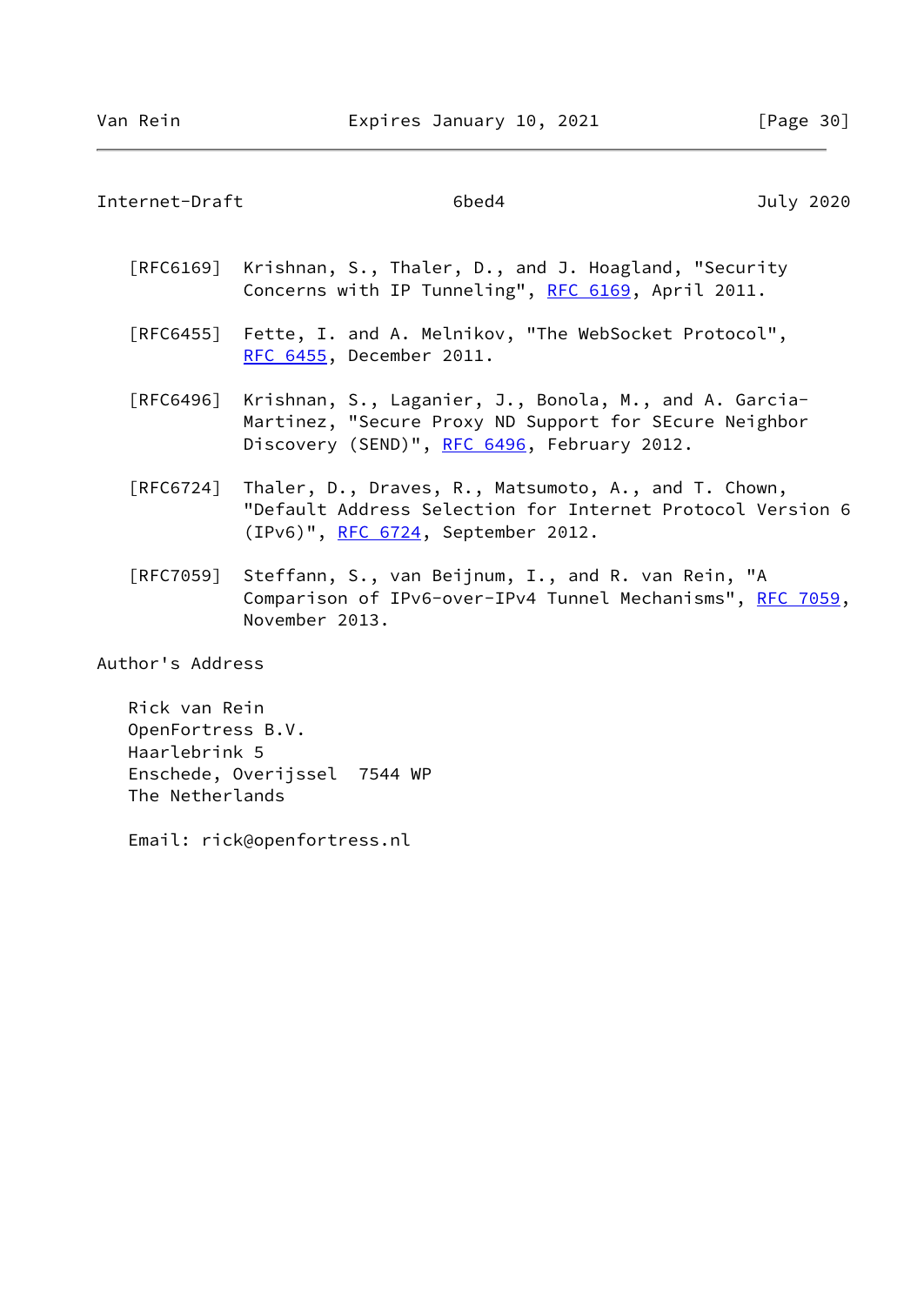[RFC6169] Krishnan, S., Thaler, D., and J. Hoagland, "Security Concerns with IP Tunneling", RFC 6169, April 2011.

[RFC6455] Fette, I. and A. Melnikov, "The WebSocket Protocol", RFC 6455, December 2011.

[RFC6496] Krishnan, S., Laganier, J., Bonola, M., and A. Garcia-Martinez, "Secure Proxy ND Support for SEcure Neighbor Discovery (SEND)", RFC 6496, February 2012.

[RFC6724] Thaler, D., Draves, R., Matsumoto, A., and T. Chown, "Default Address Selection for Internet Protocol Version 6 (IPv6)", RFC 6724, September 2012.

[RFC7059] Steffann, S., van Beijnum, I., and R. van Rein, "A Comparison of IPv6-over-IPv4 Tunnel Mechanisms", RFC 7059, November 2013.

## Author's Address

Rick van Rein
OpenFortress B.V.
Haarlebrink 5
Enschede, Overijssel 7544 WP
The Netherlands

Email: rick@openfortress.nl